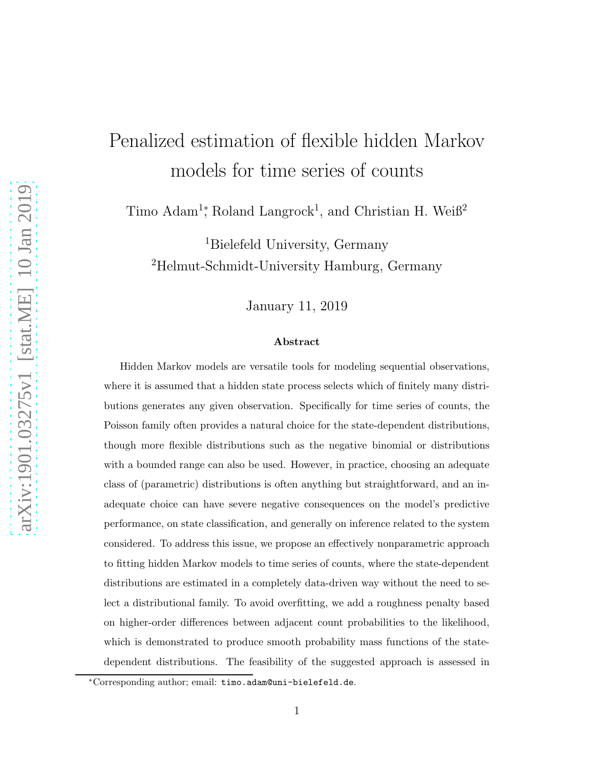# Penalized estimation of flexible hidden Markov models for time series of counts

Timo Adam[1]*, Roland Langrock[1], and Christian H. Weiß[2]

[1]Bielefeld University, Germany

[2]Helmut-Schmidt-University Hamburg, Germany

January 11, 2019

### Abstract

Hidden Markov models are versatile tools for modeling sequential observations, where it is assumed that a hidden state process selects which of finitely many distributions generates any given observation. Specifically for time series of counts, the Poisson family often provides a natural choice for the state-dependent distributions, though more flexible distributions such as the negative binomial or distributions with a bounded range can also be used. However, in practice, choosing an adequate class of (parametric) distributions is often anything but straightforward, and an inadequate choice can have severe negative consequences on the model's predictive performance, on state classification, and generally on inference related to the system considered. To address this issue, we propose an effectively nonparametric approach to fitting hidden Markov models to time series of counts, where the state-dependent distributions are estimated in a completely data-driven way without the need to select a distributional family. To avoid overfitting, we add a roughness penalty based on higher-order differences between adjacent count probabilities to the likelihood, which is demonstrated to produce smooth probability mass functions of the state-dependent distributions. The feasibility of the suggested approach is assessed in

*Corresponding author; email: timo.adam@uni-bielefeld.de.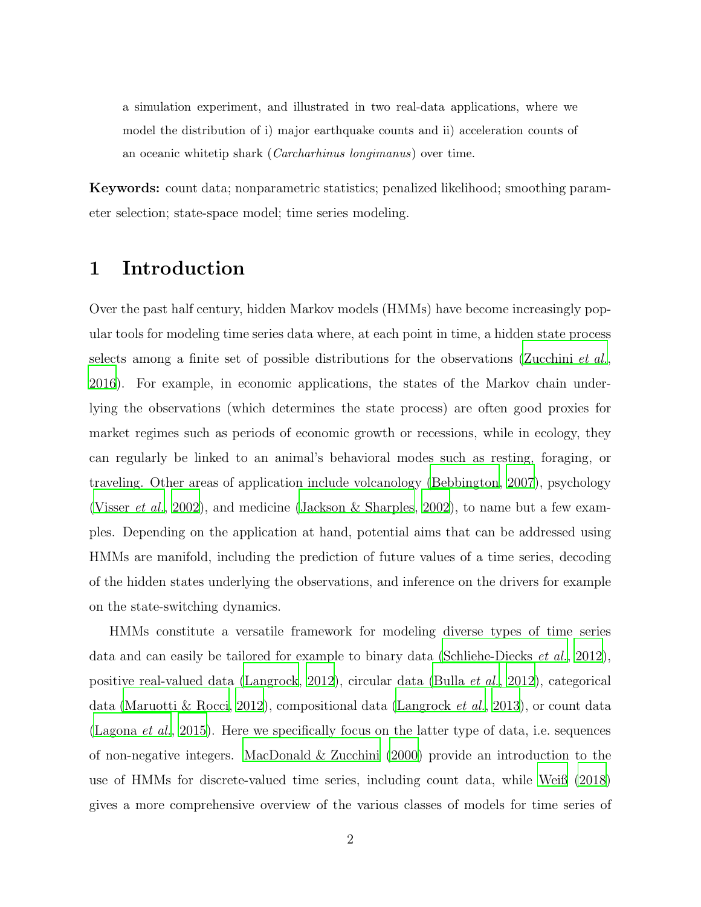a simulation experiment, and illustrated in two real-data applications, where we model the distribution of i) major earthquake counts and ii) acceleration counts of an oceanic whitetip shark (*Carcharhinus longimanus*) over time.

**Keywords:** count data; nonparametric statistics; penalized likelihood; smoothing parameter selection; state-space model; time series modeling.

# 1 Introduction

Over the past half century, hidden Markov models (HMMs) have become increasingly popular tools for modeling time series data where, at each point in time, a hidden state process selects among a finite set of possible distributions for the observations (Zucchini *et al.*, 2016). For example, in economic applications, the states of the Markov chain underlying the observations (which determines the state process) are often good proxies for market regimes such as periods of economic growth or recessions, while in ecology, they can regularly be linked to an animal's behavioral modes such as resting, foraging, or traveling. Other areas of application include volcanology (Bebbington, 2007), psychology (Visser *et al.*, 2002), and medicine (Jackson & Sharples, 2002), to name but a few examples. Depending on the application at hand, potential aims that can be addressed using HMMs are manifold, including the prediction of future values of a time series, decoding of the hidden states underlying the observations, and inference on the drivers for example on the state-switching dynamics.

HMMs constitute a versatile framework for modeling diverse types of time series data and can easily be tailored for example to binary data (Schliehe-Diecks *et al.*, 2012), positive real-valued data (Langrock, 2012), circular data (Bulla *et al.*, 2012), categorical data (Maruotti & Rocci, 2012), compositional data (Langrock *et al.*, 2013), or count data (Lagona *et al.*, 2015). Here we specifically focus on the latter type of data, i.e. sequences of non-negative integers. MacDonald & Zucchini (2000) provide an introduction to the use of HMMs for discrete-valued time series, including count data, while Weiß (2018) gives a more comprehensive overview of the various classes of models for time series of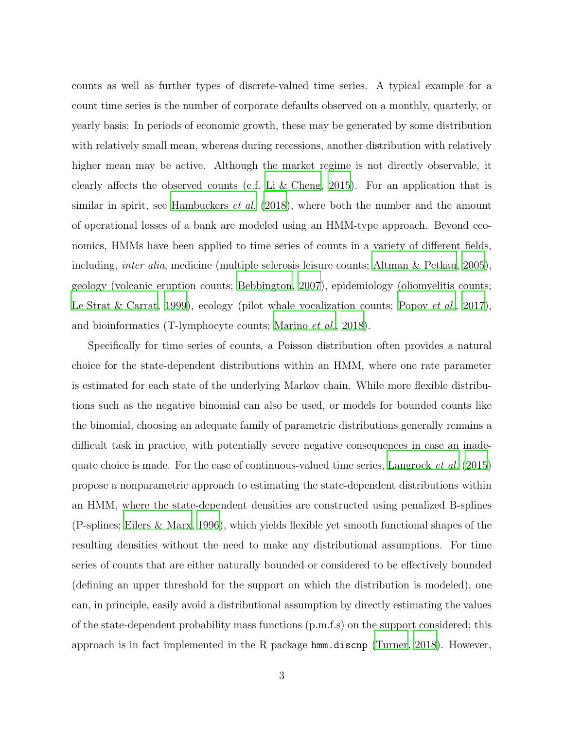counts as well as further types of discrete-valued time series. A typical example for a count time series is the number of corporate defaults observed on a monthly, quarterly, or yearly basis: In periods of economic growth, these may be generated by some distribution with relatively small mean, whereas during recessions, another distribution with relatively higher mean may be active. Although the market regime is not directly observable, it clearly affects the observed counts (c.f. Li & Cheng, 2015). For an application that is similar in spirit, see Hambuckers *et al.* (2018), where both the number and the amount of operational losses of a bank are modeled using an HMM-type approach. Beyond economics, HMMs have been applied to time series of counts in a variety of different fields, including, *inter alia*, medicine (multiple sclerosis leisure counts; Altman & Petkau, 2005), geology (volcanic eruption counts; Bebbington, 2007), epidemiology (oliomyelitis counts; Le Strat & Carrat, 1999), ecology (pilot whale vocalization counts; Popov *et al.*, 2017), and bioinformatics (T-lymphocyte counts; Marino *et al.*, 2018).

Specifically for time series of counts, a Poisson distribution often provides a natural choice for the state-dependent distributions within an HMM, where one rate parameter is estimated for each state of the underlying Markov chain. While more flexible distributions such as the negative binomial can also be used, or models for bounded counts like the binomial, choosing an adequate family of parametric distributions generally remains a difficult task in practice, with potentially severe negative consequences in case an inadequate choice is made. For the case of continuous-valued time series, Langrock *et al.* (2015) propose a nonparametric approach to estimating the state-dependent distributions within an HMM, where the state-dependent densities are constructed using penalized B-splines (P-splines; Eilers & Marx, 1996), which yields flexible yet smooth functional shapes of the resulting densities without the need to make any distributional assumptions. For time series of counts that are either naturally bounded or considered to be effectively bounded (defining an upper threshold for the support on which the distribution is modeled), one can, in principle, easily avoid a distributional assumption by directly estimating the values of the state-dependent probability mass functions (p.m.f.s) on the support considered; this approach is in fact implemented in the R package `hmm.discnp` (Turner, 2018). However,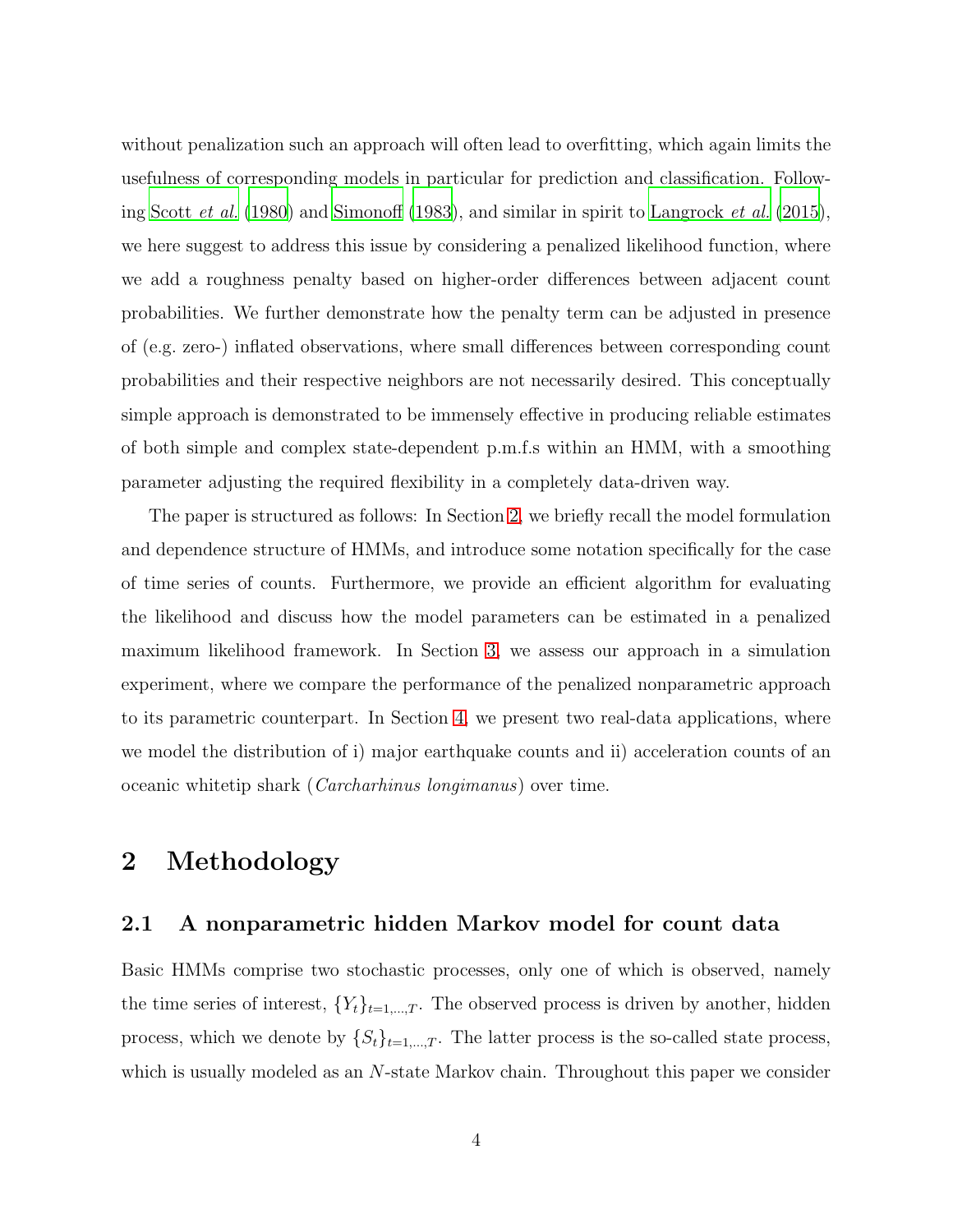without penalization such an approach will often lead to overfitting, which again limits the usefulness of corresponding models in particular for prediction and classification. Following Scott *et al.* (1980) and Simonoff (1983), and similar in spirit to Langrock *et al.* (2015), we here suggest to address this issue by considering a penalized likelihood function, where we add a roughness penalty based on higher-order differences between adjacent count probabilities. We further demonstrate how the penalty term can be adjusted in presence of (e.g. zero-) inflated observations, where small differences between corresponding count probabilities and their respective neighbors are not necessarily desired. This conceptually simple approach is demonstrated to be immensely effective in producing reliable estimates of both simple and complex state-dependent p.m.f.s within an HMM, with a smoothing parameter adjusting the required flexibility in a completely data-driven way.

The paper is structured as follows: In Section 2, we briefly recall the model formulation and dependence structure of HMMs, and introduce some notation specifically for the case of time series of counts. Furthermore, we provide an efficient algorithm for evaluating the likelihood and discuss how the model parameters can be estimated in a penalized maximum likelihood framework. In Section 3, we assess our approach in a simulation experiment, where we compare the performance of the penalized nonparametric approach to its parametric counterpart. In Section 4, we present two real-data applications, where we model the distribution of i) major earthquake counts and ii) acceleration counts of an oceanic whitetip shark (*Carcharhinus longimanus*) over time.

## 2 Methodology

### 2.1 A nonparametric hidden Markov model for count data

Basic HMMs comprise two stochastic processes, only one of which is observed, namely the time series of interest, $\{Y_t\}_{t=1,\ldots,T}$. The observed process is driven by another, hidden process, which we denote by $\{S_t\}_{t=1,\ldots,T}$. The latter process is the so-called state process, which is usually modeled as an $N$-state Markov chain. Throughout this paper we consider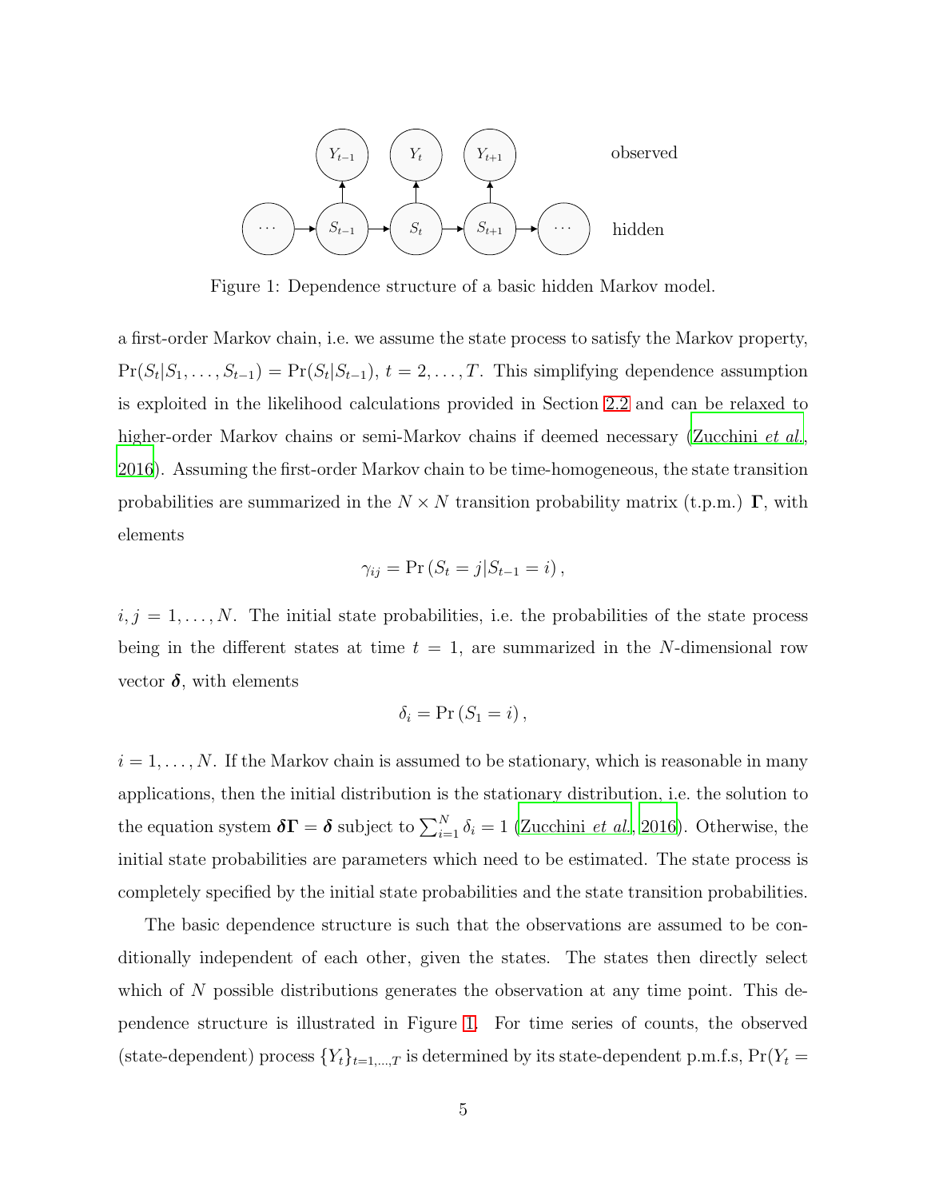Figure 1: Dependence structure of a basic hidden Markov model.

a first-order Markov chain, i.e. we assume the state process to satisfy the Markov property, $\Pr(S_t|S_1,\dots,S_{t-1}) = \Pr(S_t|S_{t-1})$, $t = 2,\dots,T$. This simplifying dependence assumption is exploited in the likelihood calculations provided in Section 2.2 and can be relaxed to higher-order Markov chains or semi-Markov chains if deemed necessary (Zucchini *et al.*, 2016). Assuming the first-order Markov chain to be time-homogeneous, the state transition probabilities are summarized in the $N \times N$ transition probability matrix (t.p.m.) $\boldsymbol{\Gamma}$, with elements

$$\gamma_{ij} = \Pr\left(S_t = j | S_{t-1} = i\right),$$

$i, j = 1,\dots,N$. The initial state probabilities, i.e. the probabilities of the state process being in the different states at time $t = 1$, are summarized in the $N$-dimensional row vector $\boldsymbol{\delta}$, with elements

$$\delta_i = \Pr\left(S_1 = i\right),$$

$i = 1,\dots,N$. If the Markov chain is assumed to be stationary, which is reasonable in many applications, then the initial distribution is the stationary distribution, i.e. the solution to the equation system $\boldsymbol{\delta}\boldsymbol{\Gamma} = \boldsymbol{\delta}$ subject to $\sum_{i=1}^{N} \delta_i = 1$ (Zucchini *et al.*, 2016). Otherwise, the initial state probabilities are parameters which need to be estimated. The state process is completely specified by the initial state probabilities and the state transition probabilities.

The basic dependence structure is such that the observations are assumed to be conditionally independent of each other, given the states. The states then directly select which of $N$ possible distributions generates the observation at any time point. This dependence structure is illustrated in Figure 1. For time series of counts, the observed (state-dependent) process $\{Y_t\}_{t=1,\dots,T}$ is determined by its state-dependent p.m.f.s, $\Pr(Y_t =$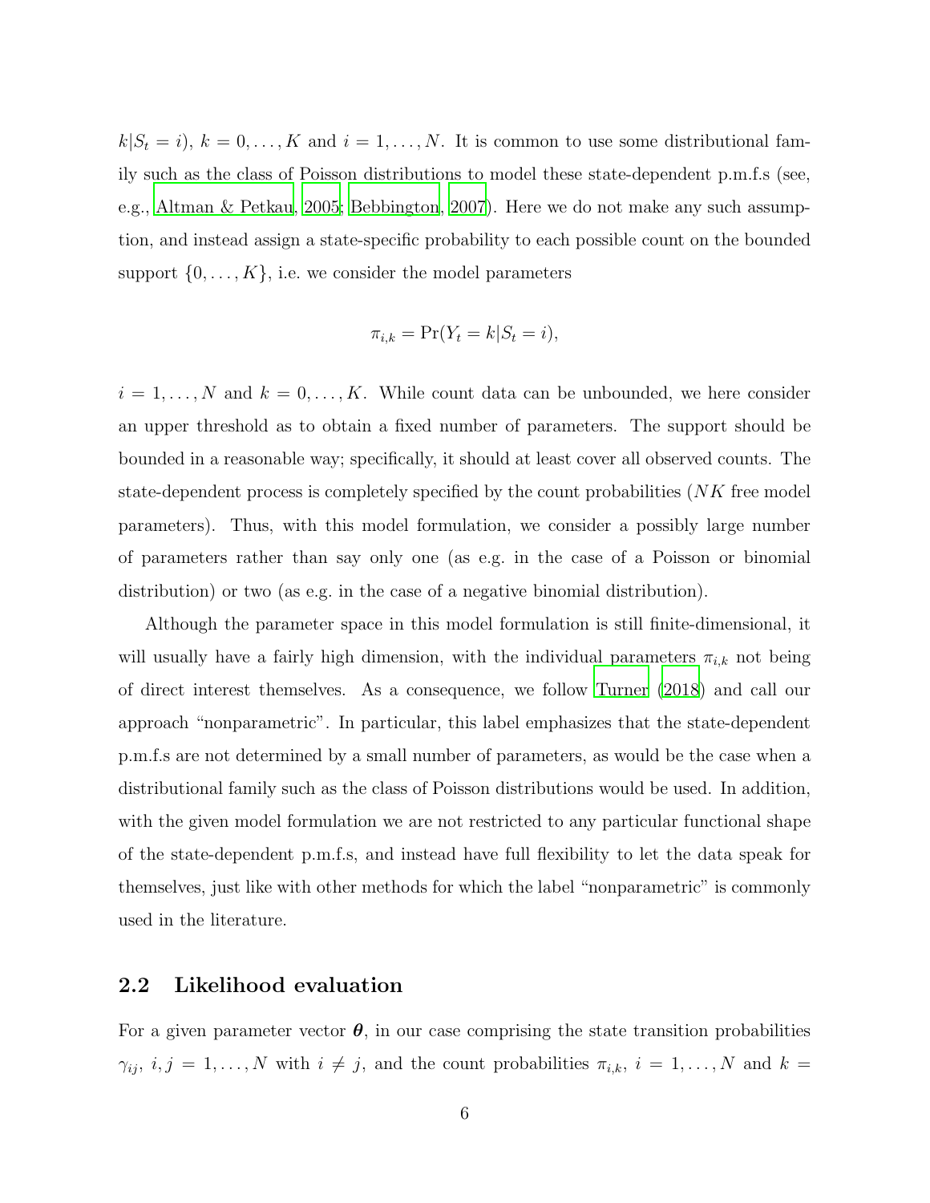$k|S_t = i)$, $k = 0, \dots, K$ and $i = 1, \dots, N$. It is common to use some distributional family such as the class of Poisson distributions to model these state-dependent p.m.f.s (see, e.g., Altman & Petkau, 2005; Bebbington, 2007). Here we do not make any such assumption, and instead assign a state-specific probability to each possible count on the bounded support $\{0, \dots, K\}$, i.e. we consider the model parameters

$$\pi_{i,k} = \Pr(Y_t = k | S_t = i),$$

$i = 1, \dots, N$ and $k = 0, \dots, K$. While count data can be unbounded, we here consider an upper threshold as to obtain a fixed number of parameters. The support should be bounded in a reasonable way; specifically, it should at least cover all observed counts. The state-dependent process is completely specified by the count probabilities ($NK$ free model parameters). Thus, with this model formulation, we consider a possibly large number of parameters rather than say only one (as e.g. in the case of a Poisson or binomial distribution) or two (as e.g. in the case of a negative binomial distribution).

Although the parameter space in this model formulation is still finite-dimensional, it will usually have a fairly high dimension, with the individual parameters $\pi_{i,k}$ not being of direct interest themselves. As a consequence, we follow Turner (2018) and call our approach "nonparametric". In particular, this label emphasizes that the state-dependent p.m.f.s are not determined by a small number of parameters, as would be the case when a distributional family such as the class of Poisson distributions would be used. In addition, with the given model formulation we are not restricted to any particular functional shape of the state-dependent p.m.f.s, and instead have full flexibility to let the data speak for themselves, just like with other methods for which the label "nonparametric" is commonly used in the literature.

## 2.2 Likelihood evaluation

For a given parameter vector $\boldsymbol{\theta}$, in our case comprising the state transition probabilities $\gamma_{ij}$, $i, j = 1, \dots, N$ with $i \neq j$, and the count probabilities $\pi_{i,k}$, $i = 1, \dots, N$ and $k =$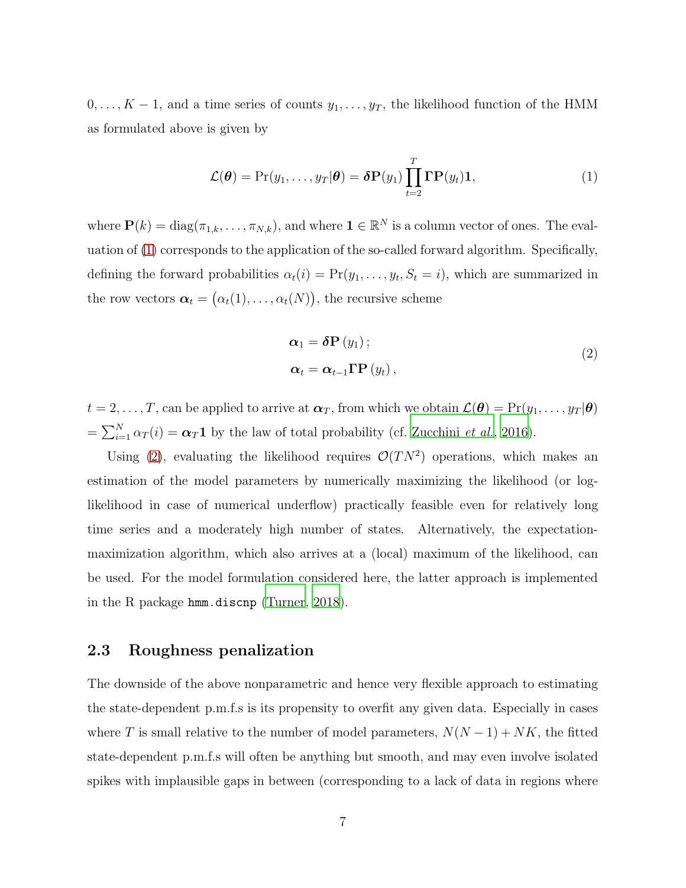$0, \ldots, K-1$, and a time series of counts $y_1, \ldots, y_T$, the likelihood function of the HMM as formulated above is given by

$$\mathcal{L}(\boldsymbol{\theta}) = \Pr(y_1, \ldots, y_T | \boldsymbol{\theta}) = \boldsymbol{\delta}\mathbf{P}(y_1) \prod_{t=2}^{T} \boldsymbol{\Gamma}\mathbf{P}(y_t)\mathbf{1}, \tag{1}$$

where $\mathbf{P}(k) = \text{diag}(\pi_{1,k}, \ldots, \pi_{N,k})$, and where $\mathbf{1} \in \mathbb{R}^N$ is a column vector of ones. The evaluation of (1) corresponds to the application of the so-called forward algorithm. Specifically, defining the forward probabilities $\alpha_t(i) = \Pr(y_1, \ldots, y_t, S_t = i)$, which are summarized in the row vectors $\boldsymbol{\alpha}_t = \big(\alpha_t(1), \ldots, \alpha_t(N)\big)$, the recursive scheme

$$\begin{aligned} \boldsymbol{\alpha}_1 &= \boldsymbol{\delta}\mathbf{P}\left(y_1\right); \\ \boldsymbol{\alpha}_t &= \boldsymbol{\alpha}_{t-1}\boldsymbol{\Gamma}\mathbf{P}\left(y_t\right), \end{aligned} \tag{2}$$

$t = 2, \ldots, T$, can be applied to arrive at $\boldsymbol{\alpha}_T$, from which we obtain $\mathcal{L}(\boldsymbol{\theta}) = \Pr(y_1, \ldots, y_T|\boldsymbol{\theta})$ $= \sum_{i=1}^{N} \alpha_T(i) = \boldsymbol{\alpha}_T\mathbf{1}$ by the law of total probability (cf. Zucchini *et al.*, 2016).

Using (2), evaluating the likelihood requires $\mathcal{O}(TN^2)$ operations, which makes an estimation of the model parameters by numerically maximizing the likelihood (or log-likelihood in case of numerical underflow) practically feasible even for relatively long time series and a moderately high number of states. Alternatively, the expectation-maximization algorithm, which also arrives at a (local) maximum of the likelihood, can be used. For the model formulation considered here, the latter approach is implemented in the R package `hmm.discnp` (Turner, 2018).

### 2.3 Roughness penalization

The downside of the above nonparametric and hence very flexible approach to estimating the state-dependent p.m.f.s is its propensity to overfit any given data. Especially in cases where $T$ is small relative to the number of model parameters, $N(N-1) + NK$, the fitted state-dependent p.m.f.s will often be anything but smooth, and may even involve isolated spikes with implausible gaps in between (corresponding to a lack of data in regions where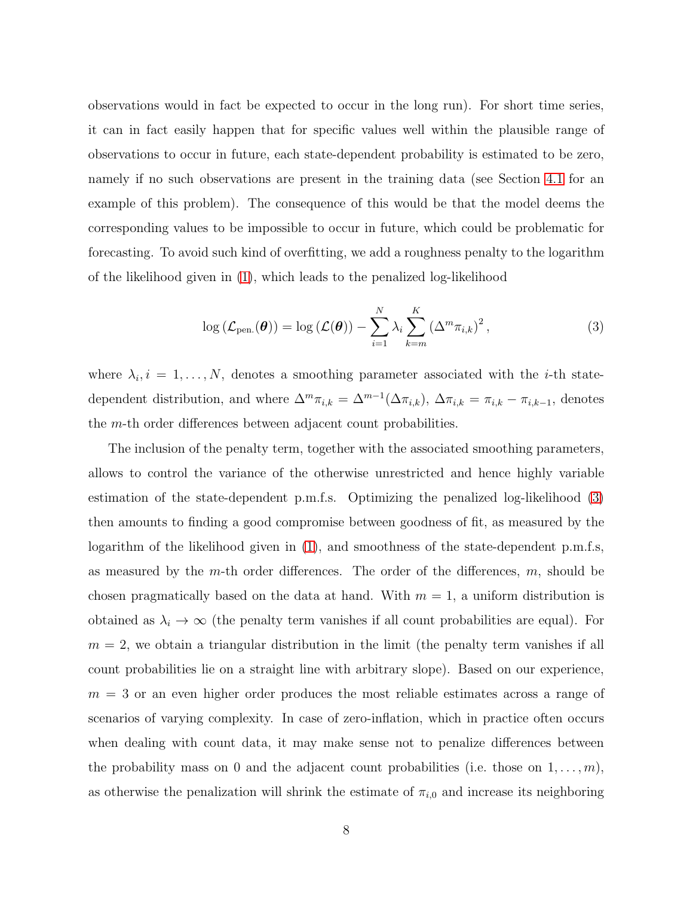observations would in fact be expected to occur in the long run). For short time series, it can in fact easily happen that for specific values well within the plausible range of observations to occur in future, each state-dependent probability is estimated to be zero, namely if no such observations are present in the training data (see Section 4.1 for an example of this problem). The consequence of this would be that the model deems the corresponding values to be impossible to occur in future, which could be problematic for forecasting. To avoid such kind of overfitting, we add a roughness penalty to the logarithm of the likelihood given in (1), which leads to the penalized log-likelihood

$$\log\left(\mathcal{L}_{\text{pen.}}(\boldsymbol{\theta})\right) = \log\left(\mathcal{L}(\boldsymbol{\theta})\right) - \sum_{i=1}^{N} \lambda_i \sum_{k=m}^{K} \left(\Delta^m \pi_{i,k}\right)^2, \tag{3}$$

where $\lambda_i, i = 1, \ldots, N$, denotes a smoothing parameter associated with the $i$-th state-dependent distribution, and where $\Delta^m \pi_{i,k} = \Delta^{m-1}(\Delta \pi_{i,k})$, $\Delta \pi_{i,k} = \pi_{i,k} - \pi_{i,k-1}$, denotes the $m$-th order differences between adjacent count probabilities.

The inclusion of the penalty term, together with the associated smoothing parameters, allows to control the variance of the otherwise unrestricted and hence highly variable estimation of the state-dependent p.m.f.s. Optimizing the penalized log-likelihood (3) then amounts to finding a good compromise between goodness of fit, as measured by the logarithm of the likelihood given in (1), and smoothness of the state-dependent p.m.f.s, as measured by the $m$-th order differences. The order of the differences, $m$, should be chosen pragmatically based on the data at hand. With $m = 1$, a uniform distribution is obtained as $\lambda_i \to \infty$ (the penalty term vanishes if all count probabilities are equal). For $m = 2$, we obtain a triangular distribution in the limit (the penalty term vanishes if all count probabilities lie on a straight line with arbitrary slope). Based on our experience, $m = 3$ or an even higher order produces the most reliable estimates across a range of scenarios of varying complexity. In case of zero-inflation, which in practice often occurs when dealing with count data, it may make sense not to penalize differences between the probability mass on 0 and the adjacent count probabilities (i.e. those on $1, \ldots, m$), as otherwise the penalization will shrink the estimate of $\pi_{i,0}$ and increase its neighboring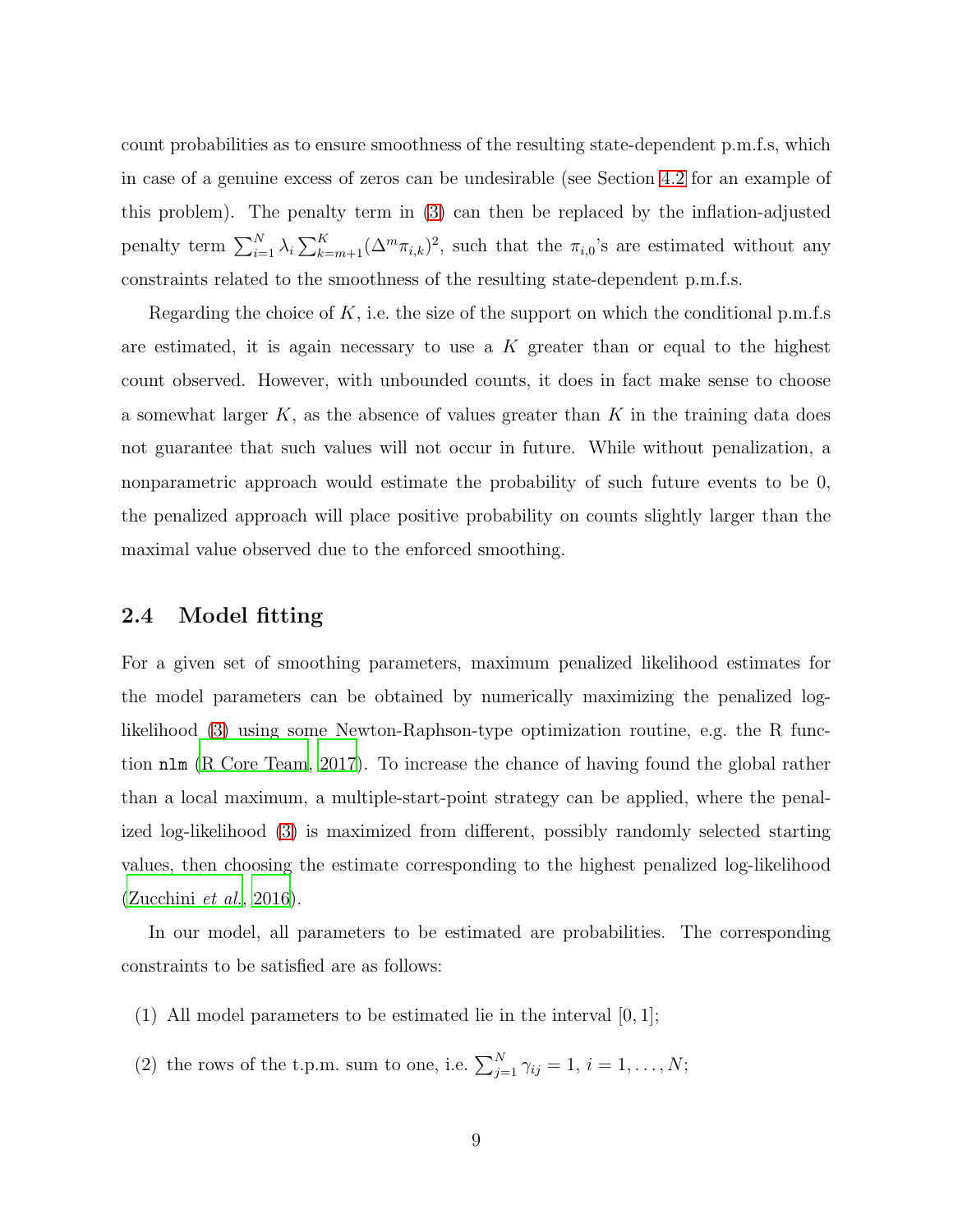count probabilities as to ensure smoothness of the resulting state-dependent p.m.f.s, which in case of a genuine excess of zeros can be undesirable (see Section 4.2 for an example of this problem). The penalty term in (3) can then be replaced by the inflation-adjusted penalty term $\sum_{i=1}^{N} \lambda_i \sum_{k=m+1}^{K} (\Delta^m \pi_{i,k})^2$, such that the $\pi_{i,0}$'s are estimated without any constraints related to the smoothness of the resulting state-dependent p.m.f.s.

Regarding the choice of $K$, i.e. the size of the support on which the conditional p.m.f.s are estimated, it is again necessary to use a $K$ greater than or equal to the highest count observed. However, with unbounded counts, it does in fact make sense to choose a somewhat larger $K$, as the absence of values greater than $K$ in the training data does not guarantee that such values will not occur in future. While without penalization, a nonparametric approach would estimate the probability of such future events to be 0, the penalized approach will place positive probability on counts slightly larger than the maximal value observed due to the enforced smoothing.

## 2.4 Model fitting

For a given set of smoothing parameters, maximum penalized likelihood estimates for the model parameters can be obtained by numerically maximizing the penalized log-likelihood (3) using some Newton-Raphson-type optimization routine, e.g. the R function `nlm` (R Core Team, 2017). To increase the chance of having found the global rather than a local maximum, a multiple-start-point strategy can be applied, where the penalized log-likelihood (3) is maximized from different, possibly randomly selected starting values, then choosing the estimate corresponding to the highest penalized log-likelihood (Zucchini *et al.*, 2016).

In our model, all parameters to be estimated are probabilities. The corresponding constraints to be satisfied are as follows:

(1) All model parameters to be estimated lie in the interval $[0, 1]$;

(2) the rows of the t.p.m. sum to one, i.e. $\sum_{j=1}^{N} \gamma_{ij} = 1$, $i = 1, \ldots, N$;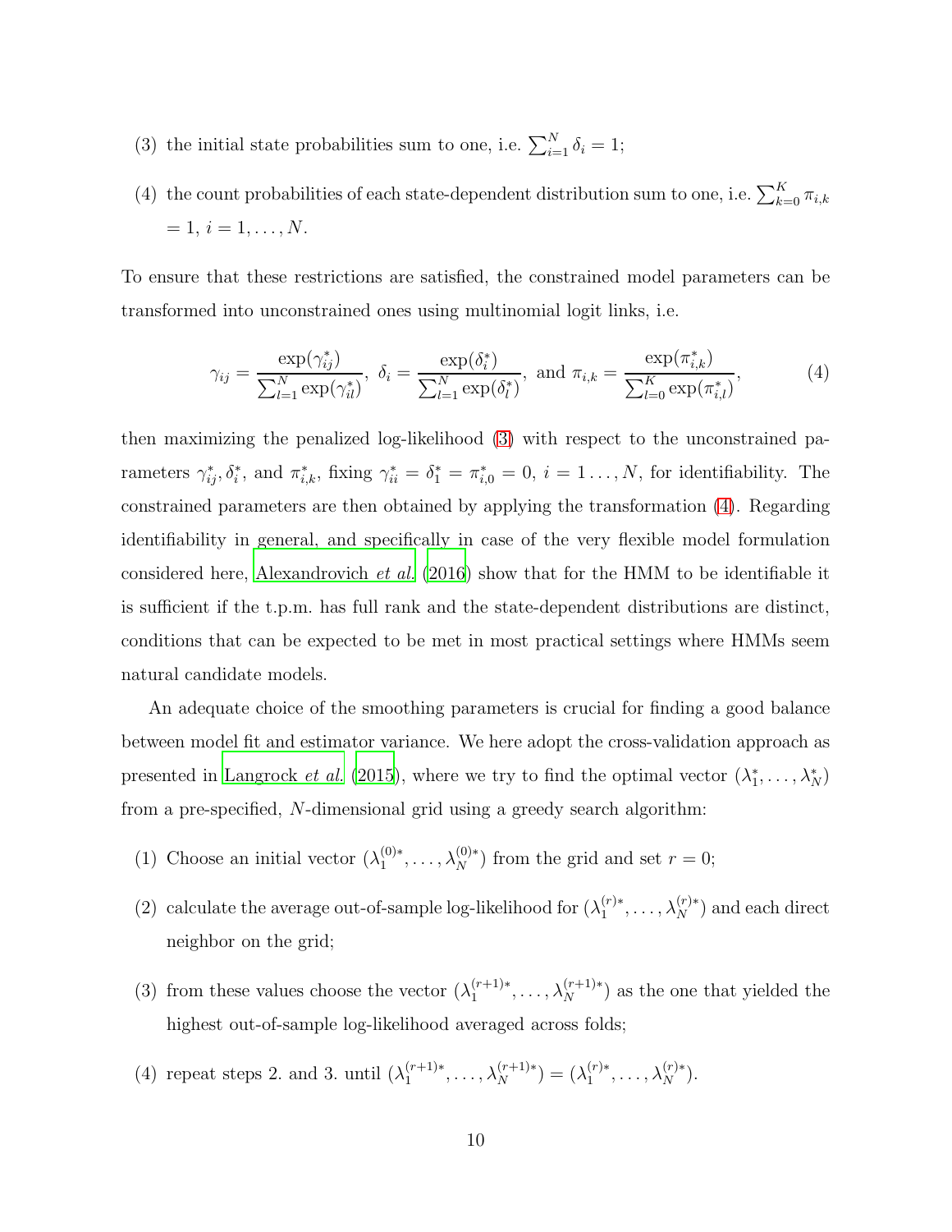(3) the initial state probabilities sum to one, i.e. $\sum_{i=1}^{N} \delta_i = 1$;

(4) the count probabilities of each state-dependent distribution sum to one, i.e. $\sum_{k=0}^{K} \pi_{i,k} = 1$, $i = 1, \ldots, N$.

To ensure that these restrictions are satisfied, the constrained model parameters can be transformed into unconstrained ones using multinomial logit links, i.e.

$$\gamma_{ij} = \frac{\exp(\gamma_{ij}^*)}{\sum_{l=1}^{N} \exp(\gamma_{il}^*)}, \;\; \delta_i = \frac{\exp(\delta_i^*)}{\sum_{l=1}^{N} \exp(\delta_l^*)}, \;\; \text{and} \;\; \pi_{i,k} = \frac{\exp(\pi_{i,k}^*)}{\sum_{l=0}^{K} \exp(\pi_{i,l}^*)}, \tag{4}$$

then maximizing the penalized log-likelihood (3) with respect to the unconstrained parameters $\gamma_{ij}^*, \delta_i^*$, and $\pi_{i,k}^*$, fixing $\gamma_{ii}^* = \delta_1^* = \pi_{i,0}^* = 0$, $i = 1 \ldots, N$, for identifiability. The constrained parameters are then obtained by applying the transformation (4). Regarding identifiability in general, and specifically in case of the very flexible model formulation considered here, Alexandrovich *et al.* (2016) show that for the HMM to be identifiable it is sufficient if the t.p.m. has full rank and the state-dependent distributions are distinct, conditions that can be expected to be met in most practical settings where HMMs seem natural candidate models.

An adequate choice of the smoothing parameters is crucial for finding a good balance between model fit and estimator variance. We here adopt the cross-validation approach as presented in Langrock *et al.* (2015), where we try to find the optimal vector $(\lambda_1^*, \ldots, \lambda_N^*)$ from a pre-specified, $N$-dimensional grid using a greedy search algorithm:

(1) Choose an initial vector $(\lambda_1^{(0)*}, \ldots, \lambda_N^{(0)*})$ from the grid and set $r = 0$;

(2) calculate the average out-of-sample log-likelihood for $(\lambda_1^{(r)*}, \ldots, \lambda_N^{(r)*})$ and each direct neighbor on the grid;

(3) from these values choose the vector $(\lambda_1^{(r+1)*}, \ldots, \lambda_N^{(r+1)*})$ as the one that yielded the highest out-of-sample log-likelihood averaged across folds;

(4) repeat steps 2. and 3. until $(\lambda_1^{(r+1)*}, \ldots, \lambda_N^{(r+1)*}) = (\lambda_1^{(r)*}, \ldots, \lambda_N^{(r)*})$.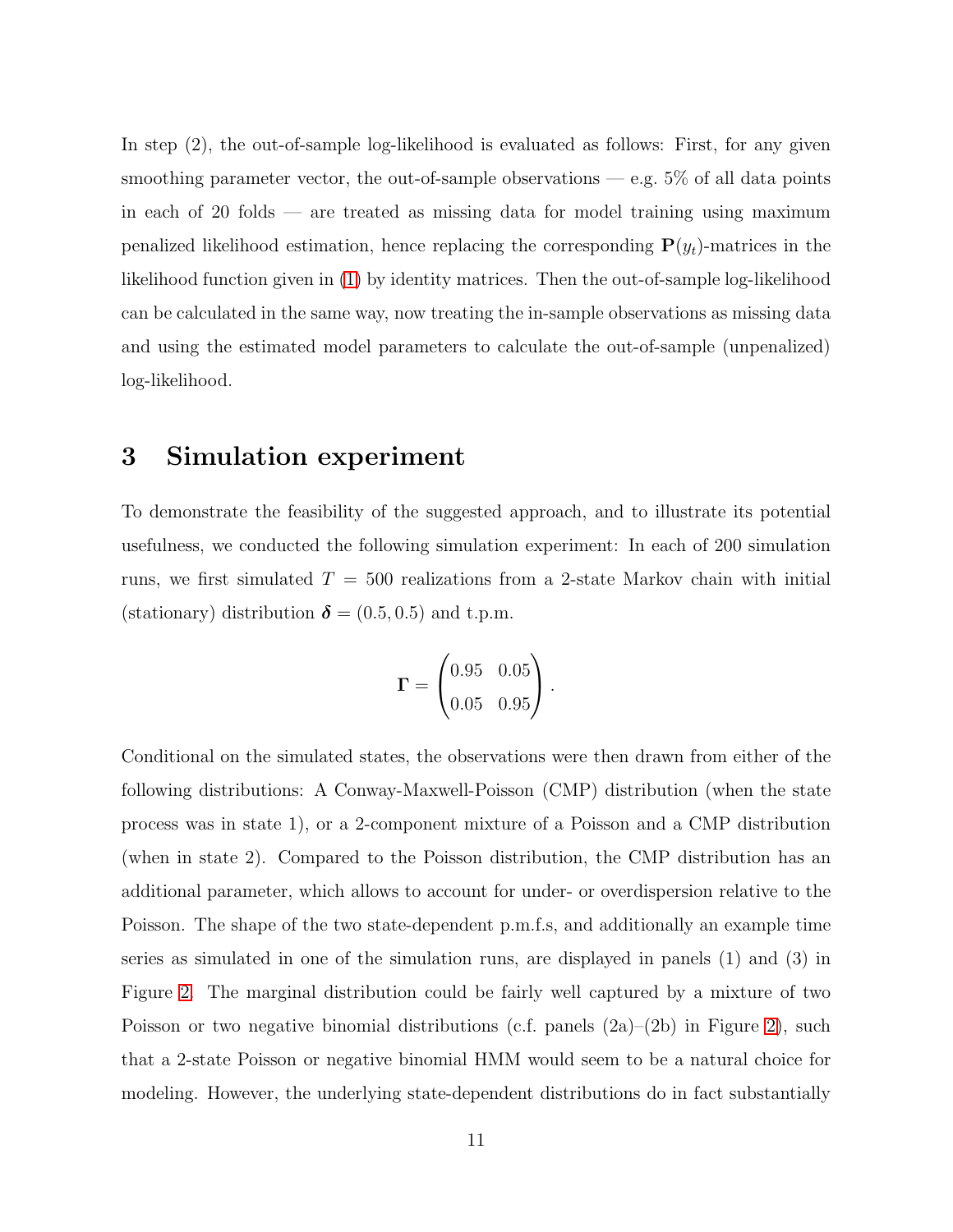In step (2), the out-of-sample log-likelihood is evaluated as follows: First, for any given smoothing parameter vector, the out-of-sample observations — e.g. 5% of all data points in each of 20 folds — are treated as missing data for model training using maximum penalized likelihood estimation, hence replacing the corresponding $\mathbf{P}(y_t)$-matrices in the likelihood function given in (1) by identity matrices. Then the out-of-sample log-likelihood can be calculated in the same way, now treating the in-sample observations as missing data and using the estimated model parameters to calculate the out-of-sample (unpenalized) log-likelihood.

# 3 Simulation experiment

To demonstrate the feasibility of the suggested approach, and to illustrate its potential usefulness, we conducted the following simulation experiment: In each of 200 simulation runs, we first simulated $T = 500$ realizations from a 2-state Markov chain with initial (stationary) distribution $\boldsymbol{\delta} = (0.5, 0.5)$ and t.p.m.

$$\boldsymbol{\Gamma} = \begin{pmatrix} 0.95 & 0.05 \\ 0.05 & 0.95 \end{pmatrix}.$$

Conditional on the simulated states, the observations were then drawn from either of the following distributions: A Conway-Maxwell-Poisson (CMP) distribution (when the state process was in state 1), or a 2-component mixture of a Poisson and a CMP distribution (when in state 2). Compared to the Poisson distribution, the CMP distribution has an additional parameter, which allows to account for under- or overdispersion relative to the Poisson. The shape of the two state-dependent p.m.f.s, and additionally an example time series as simulated in one of the simulation runs, are displayed in panels (1) and (3) in Figure 2. The marginal distribution could be fairly well captured by a mixture of two Poisson or two negative binomial distributions (c.f. panels (2a)–(2b) in Figure 2), such that a 2-state Poisson or negative binomial HMM would seem to be a natural choice for modeling. However, the underlying state-dependent distributions do in fact substantially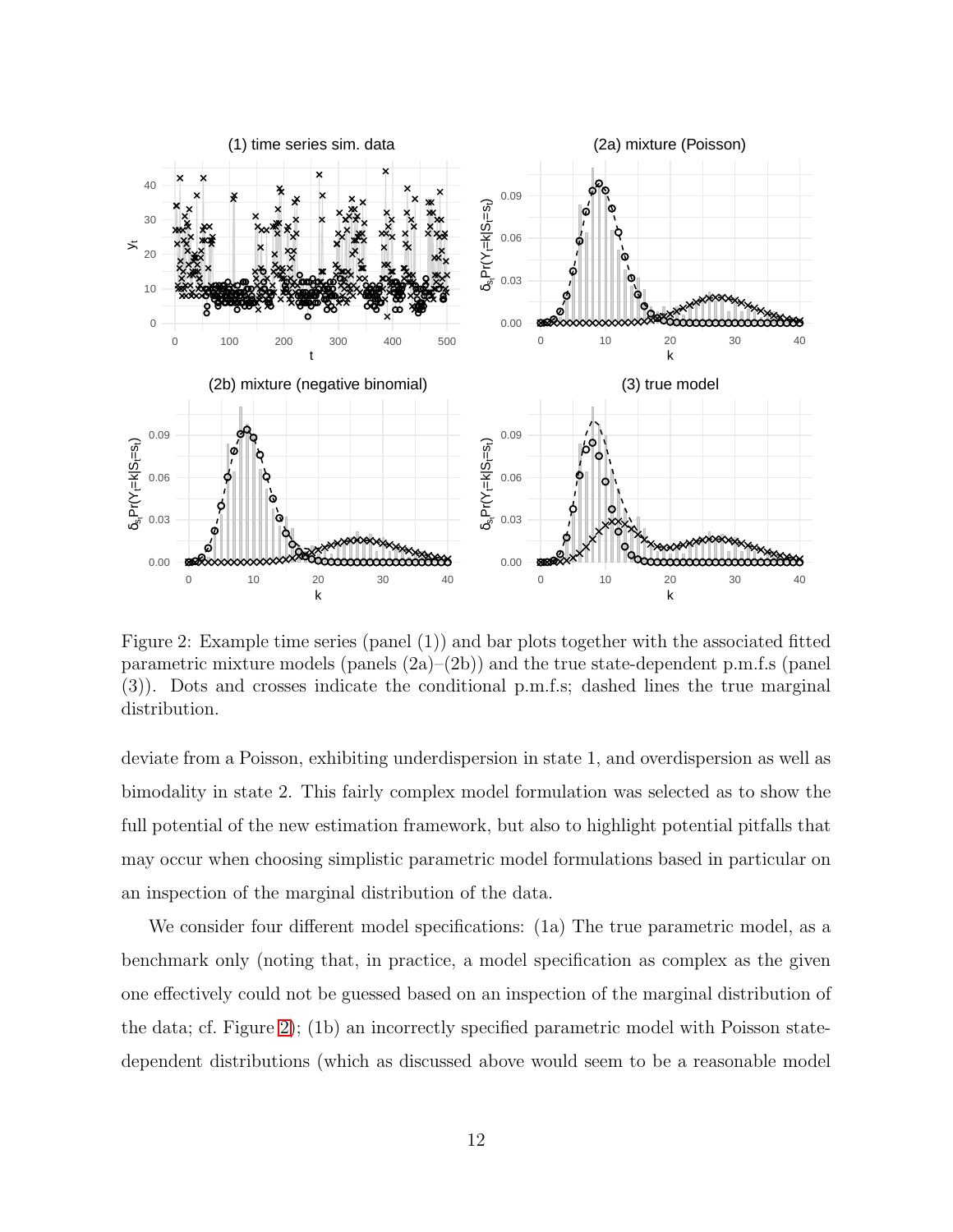Figure 2: Example time series (panel (1)) and bar plots together with the associated fitted parametric mixture models (panels (2a)–(2b)) and the true state-dependent p.m.f.s (panel (3)). Dots and crosses indicate the conditional p.m.f.s; dashed lines the true marginal distribution.

deviate from a Poisson, exhibiting underdispersion in state 1, and overdispersion as well as bimodality in state 2. This fairly complex model formulation was selected as to show the full potential of the new estimation framework, but also to highlight potential pitfalls that may occur when choosing simplistic parametric model formulations based in particular on an inspection of the marginal distribution of the data.

We consider four different model specifications: (1a) The true parametric model, as a benchmark only (noting that, in practice, a model specification as complex as the given one effectively could not be guessed based on an inspection of the marginal distribution of the data; cf. Figure 2); (1b) an incorrectly specified parametric model with Poisson state-dependent distributions (which as discussed above would seem to be a reasonable model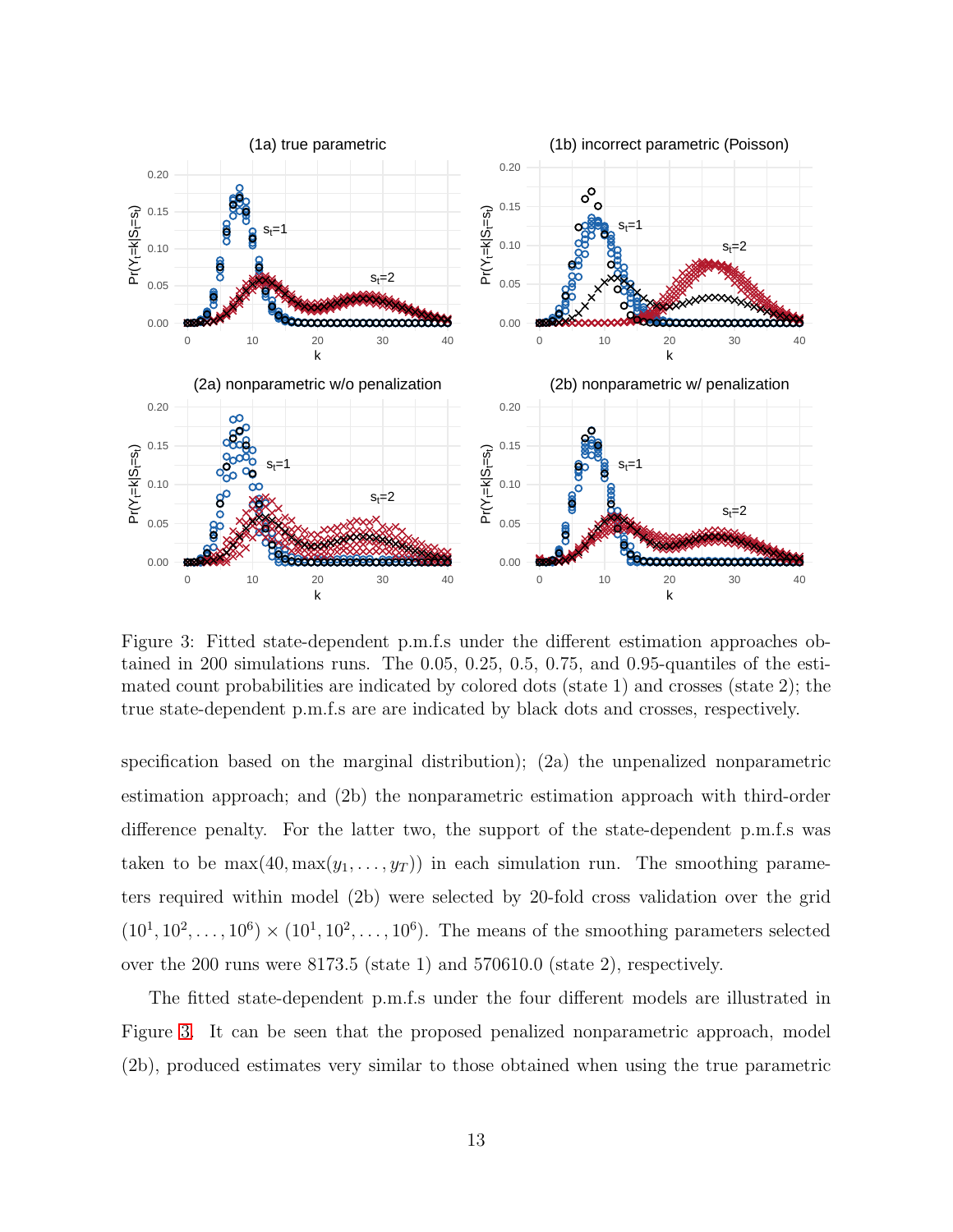Figure 3: Fitted state-dependent p.m.f.s under the different estimation approaches obtained in 200 simulations runs. The 0.05, 0.25, 0.5, 0.75, and 0.95-quantiles of the estimated count probabilities are indicated by colored dots (state 1) and crosses (state 2); the true state-dependent p.m.f.s are are indicated by black dots and crosses, respectively.

specification based on the marginal distribution); (2a) the unpenalized nonparametric estimation approach; and (2b) the nonparametric estimation approach with third-order difference penalty. For the latter two, the support of the state-dependent p.m.f.s was taken to be $\max(40, \max(y_1, \ldots, y_T))$ in each simulation run. The smoothing parameters required within model (2b) were selected by 20-fold cross validation over the grid $(10^1, 10^2, \ldots, 10^6) \times (10^1, 10^2, \ldots, 10^6)$. The means of the smoothing parameters selected over the 200 runs were 8173.5 (state 1) and 570610.0 (state 2), respectively.

The fitted state-dependent p.m.f.s under the four different models are illustrated in Figure 3. It can be seen that the proposed penalized nonparametric approach, model (2b), produced estimates very similar to those obtained when using the true parametric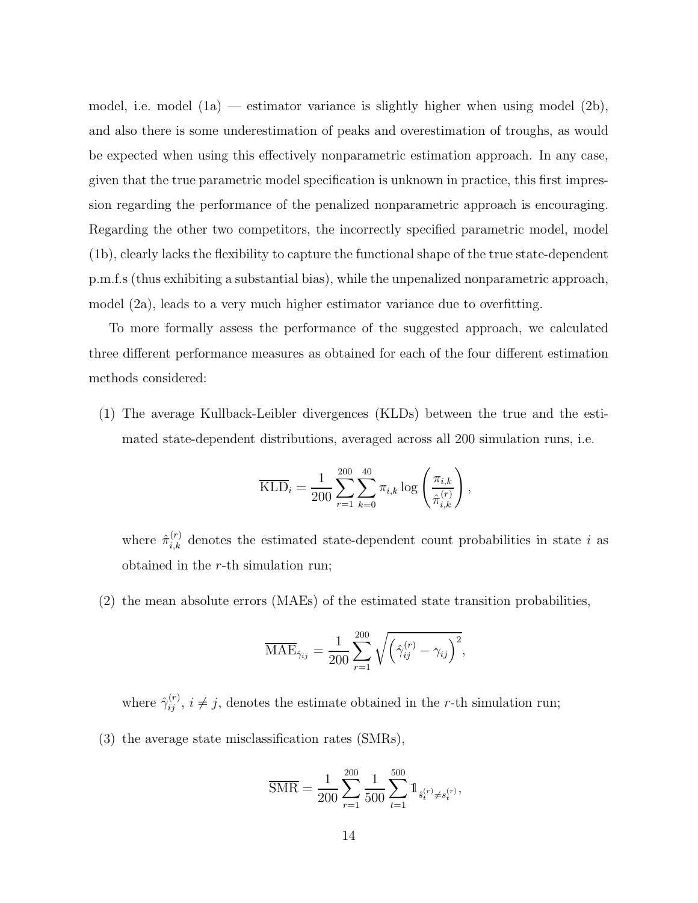model, i.e. model (1a) — estimator variance is slightly higher when using model (2b), and also there is some underestimation of peaks and overestimation of troughs, as would be expected when using this effectively nonparametric estimation approach. In any case, given that the true parametric model specification is unknown in practice, this first impression regarding the performance of the penalized nonparametric approach is encouraging. Regarding the other two competitors, the incorrectly specified parametric model, model (1b), clearly lacks the flexibility to capture the functional shape of the true state-dependent p.m.f.s (thus exhibiting a substantial bias), while the unpenalized nonparametric approach, model (2a), leads to a very much higher estimator variance due to overfitting.

To more formally assess the performance of the suggested approach, we calculated three different performance measures as obtained for each of the four different estimation methods considered:

(1) The average Kullback-Leibler divergences (KLDs) between the true and the estimated state-dependent distributions, averaged across all 200 simulation runs, i.e.

$$\overline{\text{KLD}}_i = \frac{1}{200} \sum_{r=1}^{200} \sum_{k=0}^{40} \pi_{i,k} \log \left( \frac{\pi_{i,k}}{\hat{\pi}_{i,k}^{(r)}} \right),$$

where $\hat{\pi}_{i,k}^{(r)}$ denotes the estimated state-dependent count probabilities in state $i$ as obtained in the $r$-th simulation run;

(2) the mean absolute errors (MAEs) of the estimated state transition probabilities,

$$\overline{\text{MAE}}_{\hat{\gamma}_{ij}} = \frac{1}{200} \sum_{r=1}^{200} \sqrt{\left( \hat{\gamma}_{ij}^{(r)} - \gamma_{ij} \right)^2},$$

where $\hat{\gamma}_{ij}^{(r)}$, $i \neq j$, denotes the estimate obtained in the $r$-th simulation run;

(3) the average state misclassification rates (SMRs),

$$\overline{\text{SMR}} = \frac{1}{200} \sum_{r=1}^{200} \frac{1}{500} \sum_{t=1}^{500} \mathbb{1}_{\hat{s}_t^{(r)} \neq s_t^{(r)}},$$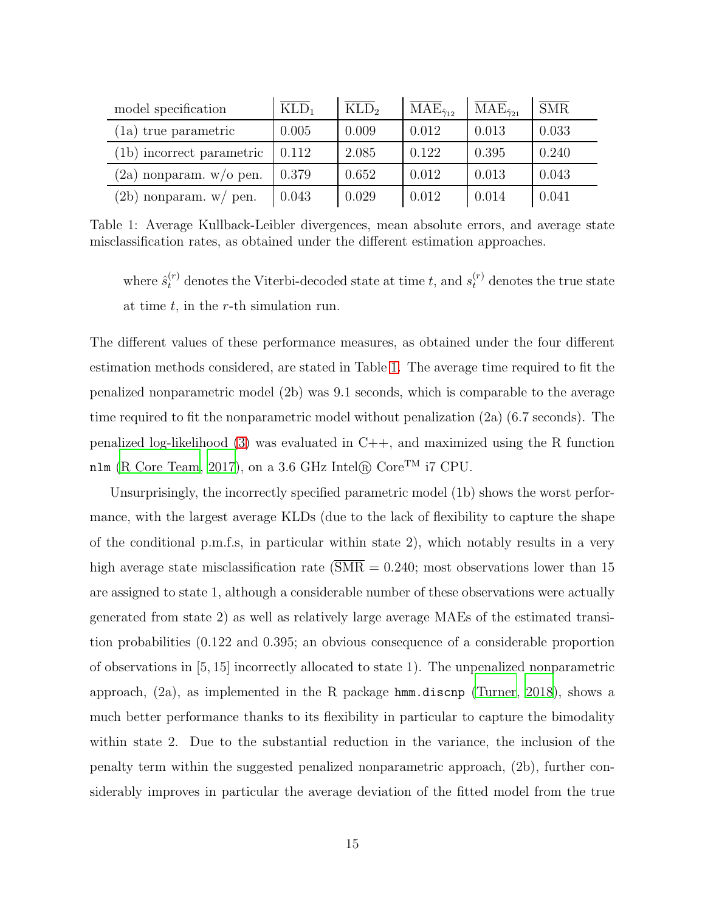| model specification | $\overline{\text{KLD}}_1$ | $\overline{\text{KLD}}_2$ | $\overline{\text{MAE}}_{\hat{\gamma}_{12}}$ | $\overline{\text{MAE}}_{\hat{\gamma}_{21}}$ | $\overline{\text{SMR}}$ |
|---|---|---|---|---|---|
| (1a) true parametric | 0.005 | 0.009 | 0.012 | 0.013 | 0.033 |
| (1b) incorrect parametric | 0.112 | 2.085 | 0.122 | 0.395 | 0.240 |
| (2a) nonparam. w/o pen. | 0.379 | 0.652 | 0.012 | 0.013 | 0.043 |
| (2b) nonparam. w/ pen. | 0.043 | 0.029 | 0.012 | 0.014 | 0.041 |

Table 1: Average Kullback-Leibler divergences, mean absolute errors, and average state misclassification rates, as obtained under the different estimation approaches.

where $\hat{s}_t^{(r)}$ denotes the Viterbi-decoded state at time $t$, and $s_t^{(r)}$ denotes the true state at time $t$, in the $r$-th simulation run.

The different values of these performance measures, as obtained under the four different estimation methods considered, are stated in Table 1. The average time required to fit the penalized nonparametric model (2b) was 9.1 seconds, which is comparable to the average time required to fit the nonparametric model without penalization (2a) (6.7 seconds). The penalized log-likelihood (3) was evaluated in C++, and maximized using the R function `nlm` (R Core Team, 2017), on a 3.6 GHz Intel® Core™ i7 CPU.

Unsurprisingly, the incorrectly specified parametric model (1b) shows the worst performance, with the largest average KLDs (due to the lack of flexibility to capture the shape of the conditional p.m.f.s, in particular within state 2), which notably results in a very high average state misclassification rate ($\overline{\text{SMR}} = 0.240$; most observations lower than 15 are assigned to state 1, although a considerable number of these observations were actually generated from state 2) as well as relatively large average MAEs of the estimated transition probabilities (0.122 and 0.395; an obvious consequence of a considerable proportion of observations in $[5, 15]$ incorrectly allocated to state 1). The unpenalized nonparametric approach, (2a), as implemented in the R package `hmm.discnp` (Turner, 2018), shows a much better performance thanks to its flexibility in particular to capture the bimodality within state 2. Due to the substantial reduction in the variance, the inclusion of the penalty term within the suggested penalized nonparametric approach, (2b), further considerably improves in particular the average deviation of the fitted model from the true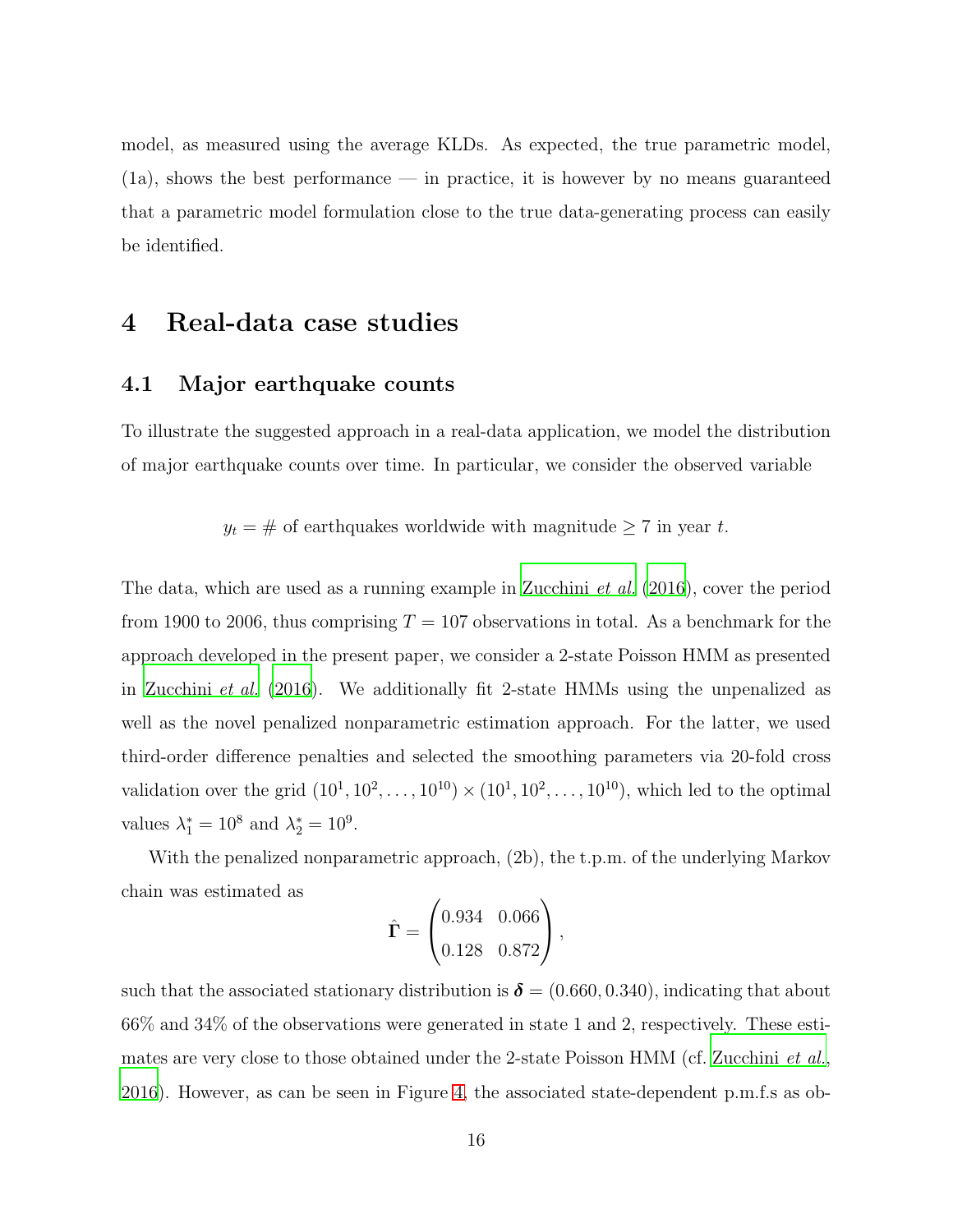model, as measured using the average KLDs. As expected, the true parametric model, (1a), shows the best performance — in practice, it is however by no means guaranteed that a parametric model formulation close to the true data-generating process can easily be identified.

# 4 Real-data case studies

## 4.1 Major earthquake counts

To illustrate the suggested approach in a real-data application, we model the distribution of major earthquake counts over time. In particular, we consider the observed variable

$$y_t = \# \text{ of earthquakes worldwide with magnitude} \geq 7 \text{ in year } t.$$

The data, which are used as a running example in Zucchini *et al.* (2016), cover the period from 1900 to 2006, thus comprising $T = 107$ observations in total. As a benchmark for the approach developed in the present paper, we consider a 2-state Poisson HMM as presented in Zucchini *et al.* (2016). We additionally fit 2-state HMMs using the unpenalized as well as the novel penalized nonparametric estimation approach. For the latter, we used third-order difference penalties and selected the smoothing parameters via 20-fold cross validation over the grid $(10^1, 10^2, \ldots, 10^{10}) \times (10^1, 10^2, \ldots, 10^{10})$, which led to the optimal values $\lambda_1^* = 10^8$ and $\lambda_2^* = 10^9$.

With the penalized nonparametric approach, (2b), the t.p.m. of the underlying Markov chain was estimated as

$$\hat{\boldsymbol{\Gamma}} = \begin{pmatrix} 0.934 & 0.066 \\ 0.128 & 0.872 \end{pmatrix},$$

such that the associated stationary distribution is $\boldsymbol{\delta} = (0.660, 0.340)$, indicating that about 66% and 34% of the observations were generated in state 1 and 2, respectively. These estimates are very close to those obtained under the 2-state Poisson HMM (cf. Zucchini *et al.*, 2016). However, as can be seen in Figure 4, the associated state-dependent p.m.f.s as ob-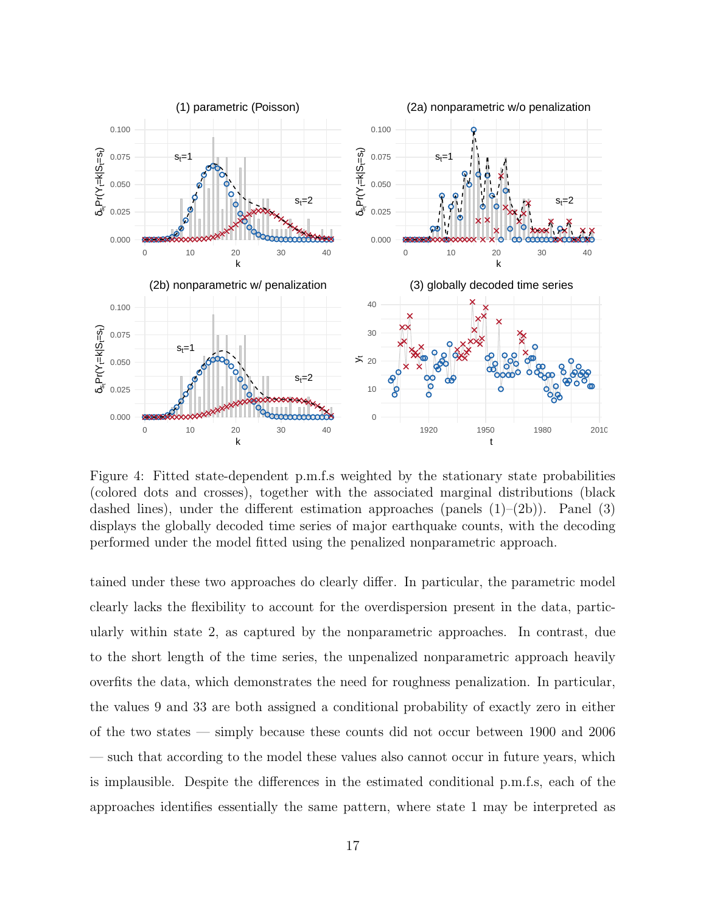Figure 4: Fitted state-dependent p.m.f.s weighted by the stationary state probabilities (colored dots and crosses), together with the associated marginal distributions (black dashed lines), under the different estimation approaches (panels (1)–(2b)). Panel (3) displays the globally decoded time series of major earthquake counts, with the decoding performed under the model fitted using the penalized nonparametric approach.

tained under these two approaches do clearly differ. In particular, the parametric model clearly lacks the flexibility to account for the overdispersion present in the data, particularly within state 2, as captured by the nonparametric approaches. In contrast, due to the short length of the time series, the unpenalized nonparametric approach heavily overfits the data, which demonstrates the need for roughness penalization. In particular, the values 9 and 33 are both assigned a conditional probability of exactly zero in either of the two states — simply because these counts did not occur between 1900 and 2006 — such that according to the model these values also cannot occur in future years, which is implausible. Despite the differences in the estimated conditional p.m.f.s, each of the approaches identifies essentially the same pattern, where state 1 may be interpreted as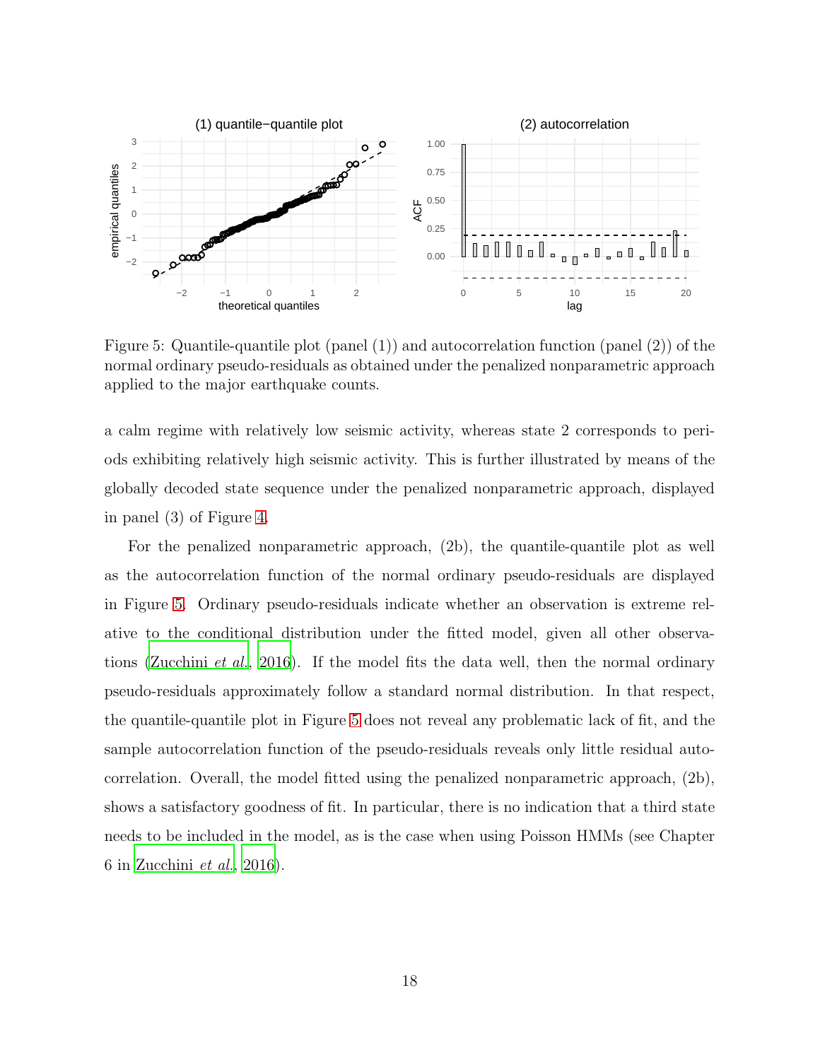Figure 5: Quantile-quantile plot (panel (1)) and autocorrelation function (panel (2)) of the normal ordinary pseudo-residuals as obtained under the penalized nonparametric approach applied to the major earthquake counts.

a calm regime with relatively low seismic activity, whereas state 2 corresponds to periods exhibiting relatively high seismic activity. This is further illustrated by means of the globally decoded state sequence under the penalized nonparametric approach, displayed in panel (3) of Figure 4.

For the penalized nonparametric approach, (2b), the quantile-quantile plot as well as the autocorrelation function of the normal ordinary pseudo-residuals are displayed in Figure 5. Ordinary pseudo-residuals indicate whether an observation is extreme relative to the conditional distribution under the fitted model, given all other observations (Zucchini *et al.*, 2016). If the model fits the data well, then the normal ordinary pseudo-residuals approximately follow a standard normal distribution. In that respect, the quantile-quantile plot in Figure 5 does not reveal any problematic lack of fit, and the sample autocorrelation function of the pseudo-residuals reveals only little residual autocorrelation. Overall, the model fitted using the penalized nonparametric approach, (2b), shows a satisfactory goodness of fit. In particular, there is no indication that a third state needs to be included in the model, as is the case when using Poisson HMMs (see Chapter 6 in Zucchini *et al.*, 2016).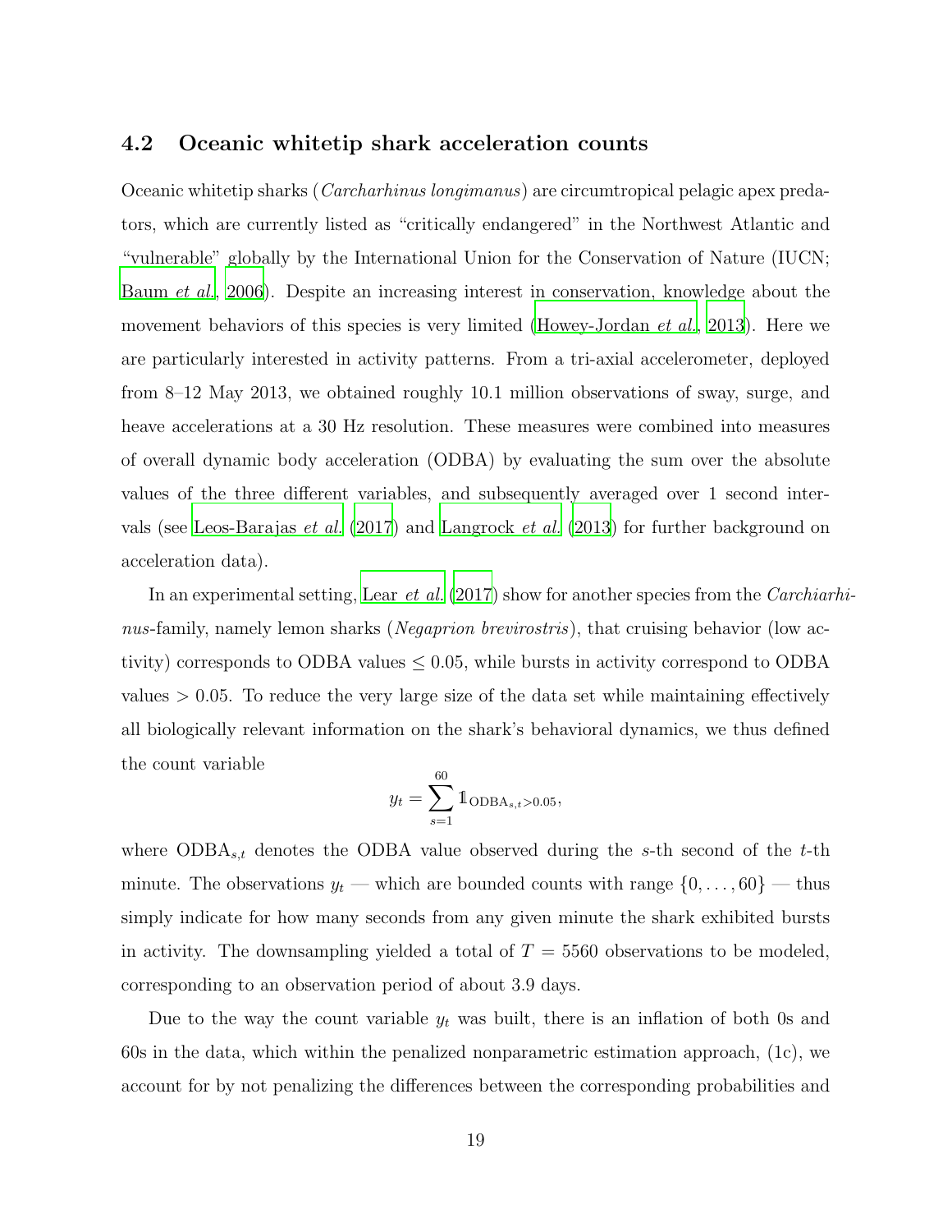### 4.2 Oceanic whitetip shark acceleration counts

Oceanic whitetip sharks (*Carcharhinus longimanus*) are circumtropical pelagic apex predators, which are currently listed as "critically endangered" in the Northwest Atlantic and "vulnerable" globally by the International Union for the Conservation of Nature (IUCN; Baum *et al.*, 2006). Despite an increasing interest in conservation, knowledge about the movement behaviors of this species is very limited (Howey-Jordan *et al.*, 2013). Here we are particularly interested in activity patterns. From a tri-axial accelerometer, deployed from 8–12 May 2013, we obtained roughly 10.1 million observations of sway, surge, and heave accelerations at a 30 Hz resolution. These measures were combined into measures of overall dynamic body acceleration (ODBA) by evaluating the sum over the absolute values of the three different variables, and subsequently averaged over 1 second intervals (see Leos-Barajas *et al.* (2017) and Langrock *et al.* (2013) for further background on acceleration data).

In an experimental setting, Lear *et al.* (2017) show for another species from the *Carchiarhinus*-family, namely lemon sharks (*Negaprion brevirostris*), that cruising behavior (low activity) corresponds to ODBA values $\leq 0.05$, while bursts in activity correspond to ODBA values $> 0.05$. To reduce the very large size of the data set while maintaining effectively all biologically relevant information on the shark's behavioral dynamics, we thus defined the count variable

$$y_t = \sum_{s=1}^{60} \mathbb{1}_{\text{ODBA}_{s,t} > 0.05},$$

where $\text{ODBA}_{s,t}$ denotes the ODBA value observed during the $s$-th second of the $t$-th minute. The observations $y_t$ — which are bounded counts with range $\{0, \ldots, 60\}$ — thus simply indicate for how many seconds from any given minute the shark exhibited bursts in activity. The downsampling yielded a total of $T = 5560$ observations to be modeled, corresponding to an observation period of about 3.9 days.

Due to the way the count variable $y_t$ was built, there is an inflation of both 0s and 60s in the data, which within the penalized nonparametric estimation approach, (1c), we account for by not penalizing the differences between the corresponding probabilities and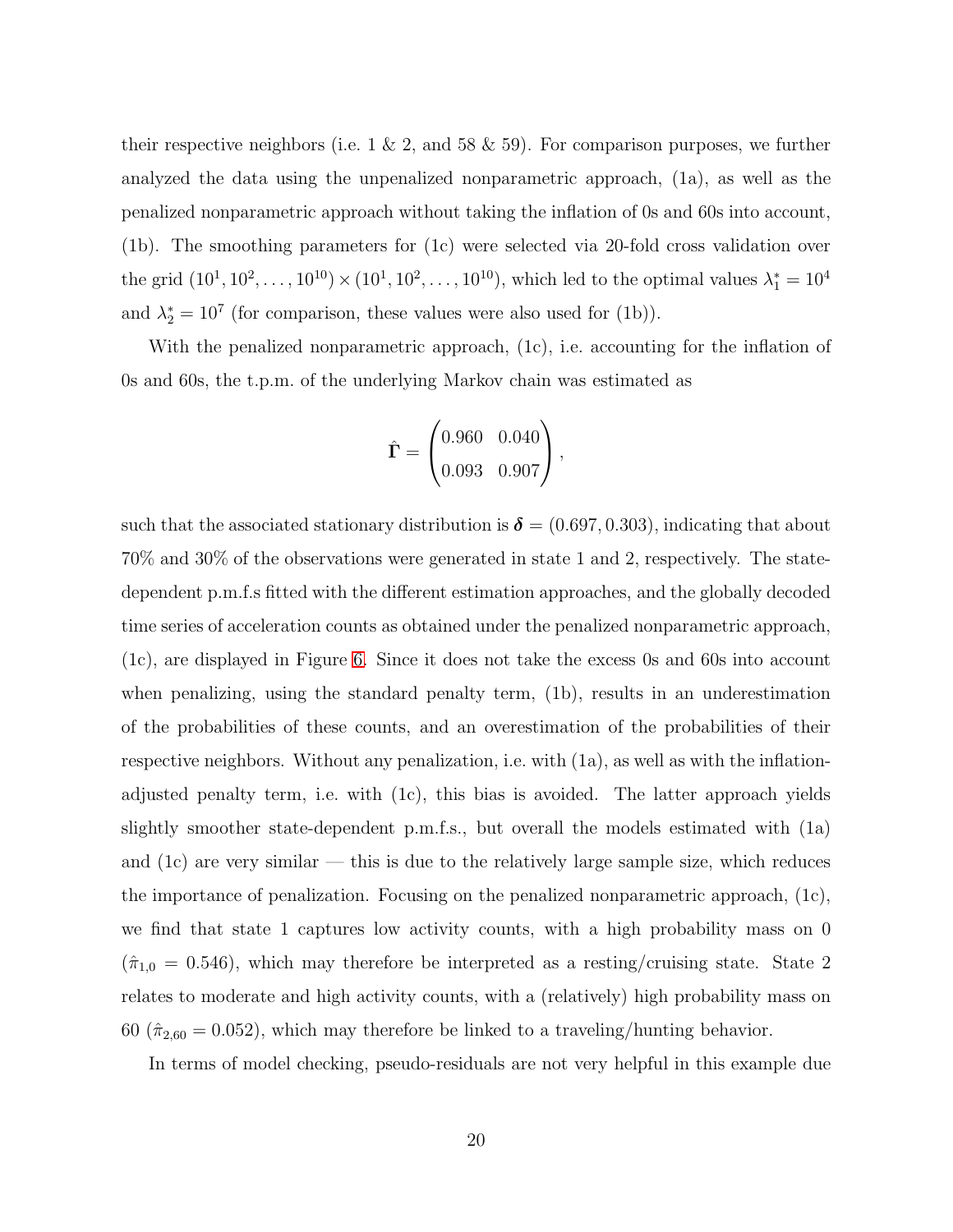their respective neighbors (i.e. 1 & 2, and 58 & 59). For comparison purposes, we further analyzed the data using the unpenalized nonparametric approach, (1a), as well as the penalized nonparametric approach without taking the inflation of 0s and 60s into account, (1b). The smoothing parameters for (1c) were selected via 20-fold cross validation over the grid $(10^1, 10^2, \ldots, 10^{10}) \times (10^1, 10^2, \ldots, 10^{10})$, which led to the optimal values $\lambda_1^* = 10^4$ and $\lambda_2^* = 10^7$ (for comparison, these values were also used for (1b)).

With the penalized nonparametric approach, (1c), i.e. accounting for the inflation of 0s and 60s, the t.p.m. of the underlying Markov chain was estimated as

$$\hat{\boldsymbol{\Gamma}} = \begin{pmatrix} 0.960 & 0.040 \\ 0.093 & 0.907 \end{pmatrix},$$

such that the associated stationary distribution is $\boldsymbol{\delta} = (0.697, 0.303)$, indicating that about 70% and 30% of the observations were generated in state 1 and 2, respectively. The state-dependent p.m.f.s fitted with the different estimation approaches, and the globally decoded time series of acceleration counts as obtained under the penalized nonparametric approach, (1c), are displayed in Figure 6. Since it does not take the excess 0s and 60s into account when penalizing, using the standard penalty term, (1b), results in an underestimation of the probabilities of these counts, and an overestimation of the probabilities of their respective neighbors. Without any penalization, i.e. with (1a), as well as with the inflation-adjusted penalty term, i.e. with (1c), this bias is avoided. The latter approach yields slightly smoother state-dependent p.m.f.s., but overall the models estimated with (1a) and (1c) are very similar — this is due to the relatively large sample size, which reduces the importance of penalization. Focusing on the penalized nonparametric approach, (1c), we find that state 1 captures low activity counts, with a high probability mass on 0 ($\hat{\pi}_{1,0} = 0.546$), which may therefore be interpreted as a resting/cruising state. State 2 relates to moderate and high activity counts, with a (relatively) high probability mass on 60 ($\hat{\pi}_{2,60} = 0.052$), which may therefore be linked to a traveling/hunting behavior.

In terms of model checking, pseudo-residuals are not very helpful in this example due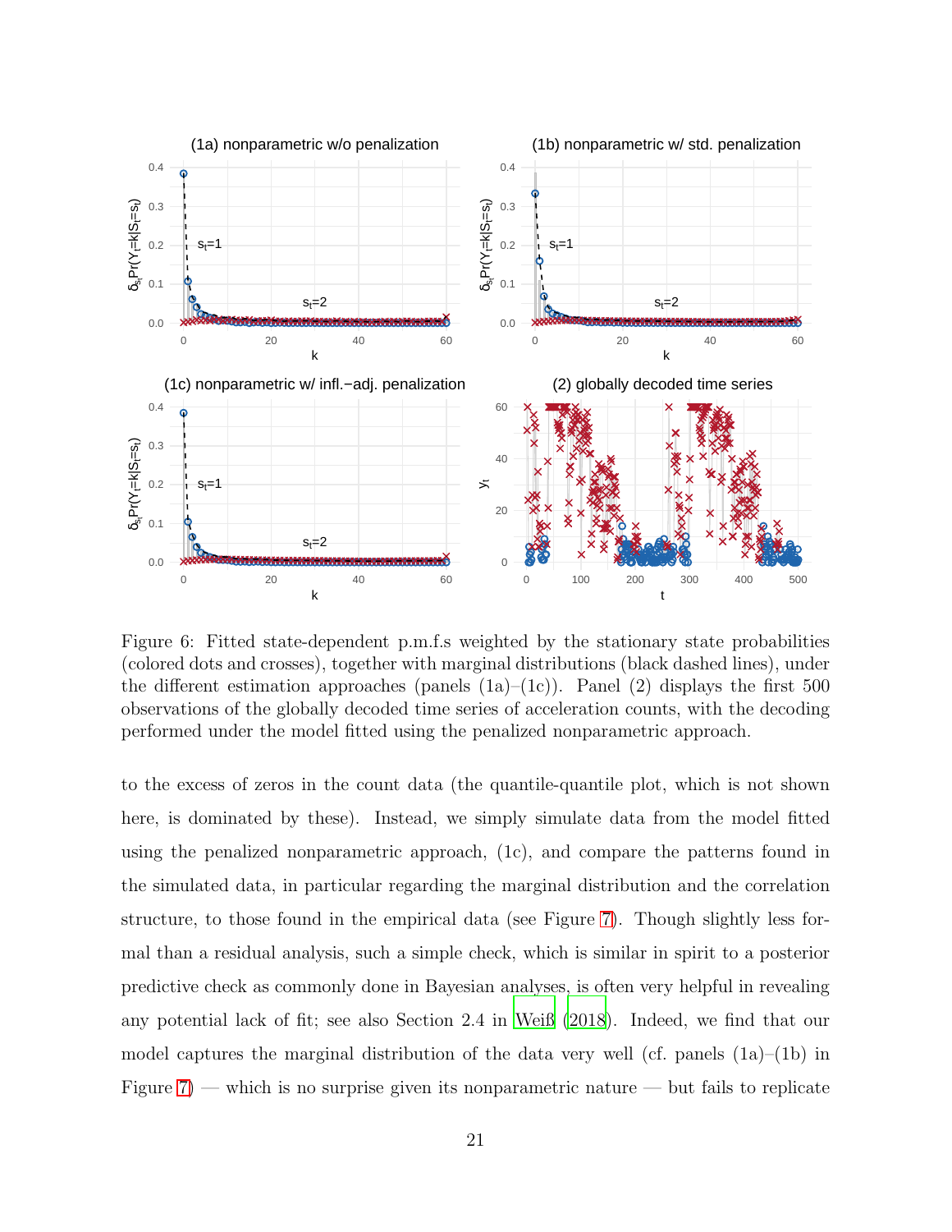Figure 6: Fitted state-dependent p.m.f.s weighted by the stationary state probabilities (colored dots and crosses), together with marginal distributions (black dashed lines), under the different estimation approaches (panels (1a)–(1c)). Panel (2) displays the first 500 observations of the globally decoded time series of acceleration counts, with the decoding performed under the model fitted using the penalized nonparametric approach.

to the excess of zeros in the count data (the quantile-quantile plot, which is not shown here, is dominated by these). Instead, we simply simulate data from the model fitted using the penalized nonparametric approach, (1c), and compare the patterns found in the simulated data, in particular regarding the marginal distribution and the correlation structure, to those found in the empirical data (see Figure 7). Though slightly less formal than a residual analysis, such a simple check, which is similar in spirit to a posterior predictive check as commonly done in Bayesian analyses, is often very helpful in revealing any potential lack of fit; see also Section 2.4 in Weiß (2018). Indeed, we find that our model captures the marginal distribution of the data very well (cf. panels (1a)–(1b) in Figure 7) — which is no surprise given its nonparametric nature — but fails to replicate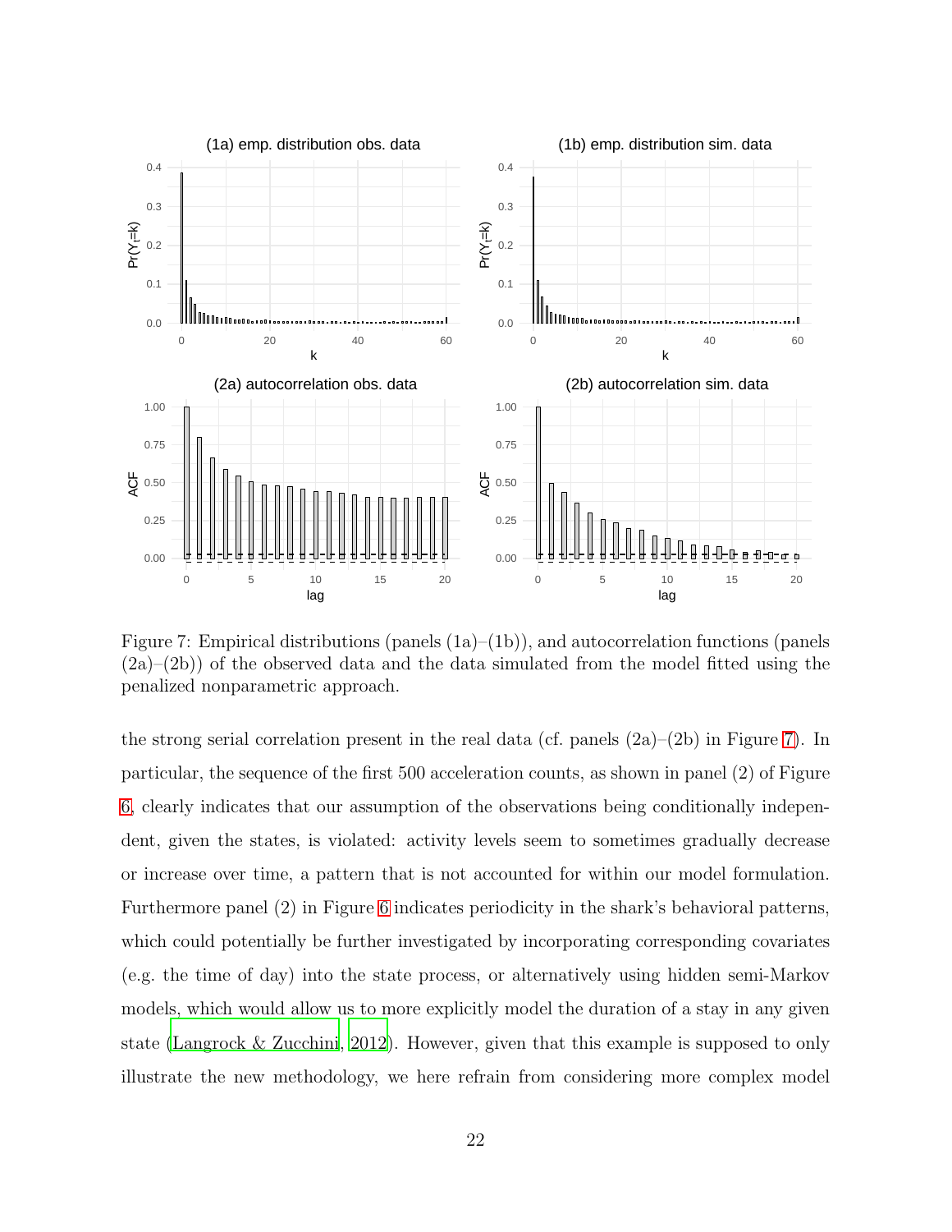Figure 7: Empirical distributions (panels (1a)–(1b)), and autocorrelation functions (panels (2a)–(2b)) of the observed data and the data simulated from the model fitted using the penalized nonparametric approach.

the strong serial correlation present in the real data (cf. panels (2a)–(2b) in Figure 7). In particular, the sequence of the first 500 acceleration counts, as shown in panel (2) of Figure 6, clearly indicates that our assumption of the observations being conditionally independent, given the states, is violated: activity levels seem to sometimes gradually decrease or increase over time, a pattern that is not accounted for within our model formulation. Furthermore panel (2) in Figure 6 indicates periodicity in the shark's behavioral patterns, which could potentially be further investigated by incorporating corresponding covariates (e.g. the time of day) into the state process, or alternatively using hidden semi-Markov models, which would allow us to more explicitly model the duration of a stay in any given state (Langrock & Zucchini, 2012). However, given that this example is supposed to only illustrate the new methodology, we here refrain from considering more complex model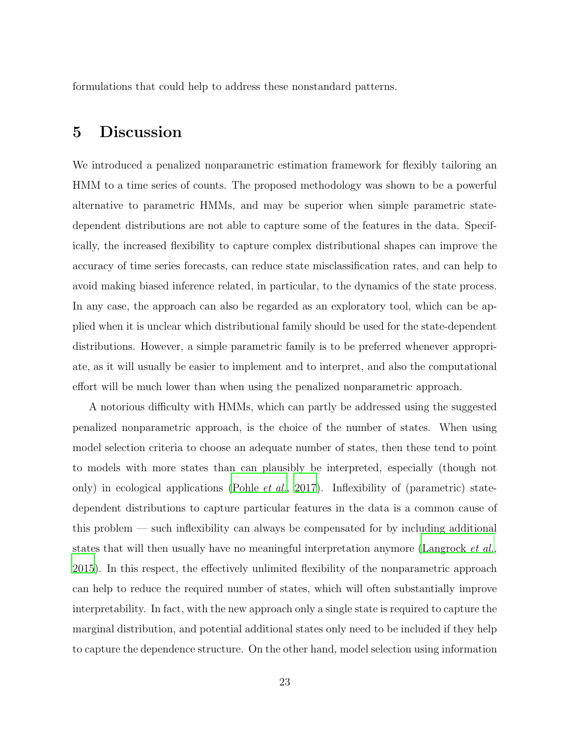formulations that could help to address these nonstandard patterns.

## 5 Discussion

We introduced a penalized nonparametric estimation framework for flexibly tailoring an HMM to a time series of counts. The proposed methodology was shown to be a powerful alternative to parametric HMMs, and may be superior when simple parametric state-dependent distributions are not able to capture some of the features in the data. Specifically, the increased flexibility to capture complex distributional shapes can improve the accuracy of time series forecasts, can reduce state misclassification rates, and can help to avoid making biased inference related, in particular, to the dynamics of the state process. In any case, the approach can also be regarded as an exploratory tool, which can be applied when it is unclear which distributional family should be used for the state-dependent distributions. However, a simple parametric family is to be preferred whenever appropriate, as it will usually be easier to implement and to interpret, and also the computational effort will be much lower than when using the penalized nonparametric approach.

A notorious difficulty with HMMs, which can partly be addressed using the suggested penalized nonparametric approach, is the choice of the number of states. When using model selection criteria to choose an adequate number of states, then these tend to point to models with more states than can plausibly be interpreted, especially (though not only) in ecological applications (Pohle *et al.*, 2017). Inflexibility of (parametric) state-dependent distributions to capture particular features in the data is a common cause of this problem — such inflexibility can always be compensated for by including additional states that will then usually have no meaningful interpretation anymore (Langrock *et al.*, 2015). In this respect, the effectively unlimited flexibility of the nonparametric approach can help to reduce the required number of states, which will often substantially improve interpretability. In fact, with the new approach only a single state is required to capture the marginal distribution, and potential additional states only need to be included if they help to capture the dependence structure. On the other hand, model selection using information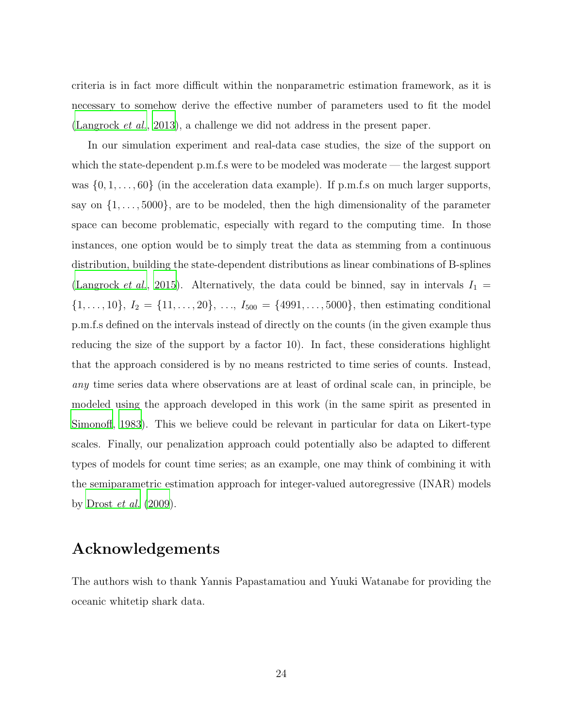criteria is in fact more difficult within the nonparametric estimation framework, as it is necessary to somehow derive the effective number of parameters used to fit the model (Langrock *et al.*, 2013), a challenge we did not address in the present paper.

In our simulation experiment and real-data case studies, the size of the support on which the state-dependent p.m.f.s were to be modeled was moderate — the largest support was $\{0, 1, \ldots, 60\}$ (in the acceleration data example). If p.m.f.s on much larger supports, say on $\{1, \ldots, 5000\}$, are to be modeled, then the high dimensionality of the parameter space can become problematic, especially with regard to the computing time. In those instances, one option would be to simply treat the data as stemming from a continuous distribution, building the state-dependent distributions as linear combinations of B-splines (Langrock *et al.*, 2015). Alternatively, the data could be binned, say in intervals $I_1 = \{1, \ldots, 10\}$, $I_2 = \{11, \ldots, 20\}$, ..., $I_{500} = \{4991, \ldots, 5000\}$, then estimating conditional p.m.f.s defined on the intervals instead of directly on the counts (in the given example thus reducing the size of the support by a factor 10). In fact, these considerations highlight that the approach considered is by no means restricted to time series of counts. Instead, *any* time series data where observations are at least of ordinal scale can, in principle, be modeled using the approach developed in this work (in the same spirit as presented in Simonoff, 1983). This we believe could be relevant in particular for data on Likert-type scales. Finally, our penalization approach could potentially also be adapted to different types of models for count time series; as an example, one may think of combining it with the semiparametric estimation approach for integer-valued autoregressive (INAR) models by Drost *et al.* (2009).

## Acknowledgements

The authors wish to thank Yannis Papastamatiou and Yuuki Watanabe for providing the oceanic whitetip shark data.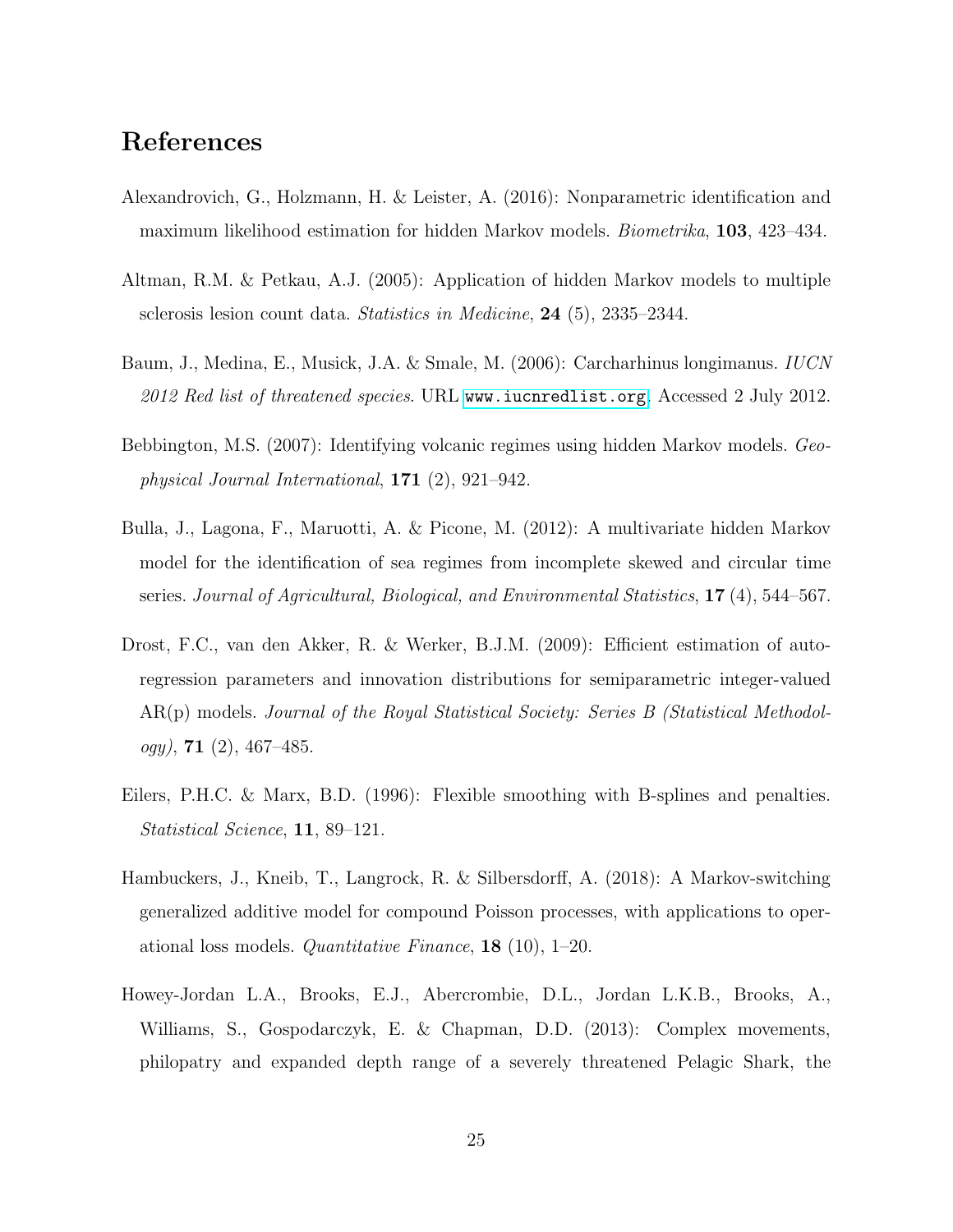# References

Alexandrovich, G., Holzmann, H. & Leister, A. (2016): Nonparametric identification and maximum likelihood estimation for hidden Markov models. *Biometrika*, **103**, 423–434.

Altman, R.M. & Petkau, A.J. (2005): Application of hidden Markov models to multiple sclerosis lesion count data. *Statistics in Medicine*, **24** (5), 2335–2344.

Baum, J., Medina, E., Musick, J.A. & Smale, M. (2006): Carcharhinus longimanus. *IUCN 2012 Red list of threatened species*. URL www.iucnredlist.org. Accessed 2 July 2012.

Bebbington, M.S. (2007): Identifying volcanic regimes using hidden Markov models. *Geophysical Journal International*, **171** (2), 921–942.

Bulla, J., Lagona, F., Maruotti, A. & Picone, M. (2012): A multivariate hidden Markov model for the identification of sea regimes from incomplete skewed and circular time series. *Journal of Agricultural, Biological, and Environmental Statistics*, **17** (4), 544–567.

Drost, F.C., van den Akker, R. & Werker, B.J.M. (2009): Efficient estimation of auto-regression parameters and innovation distributions for semiparametric integer-valued AR(p) models. *Journal of the Royal Statistical Society: Series B (Statistical Methodology)*, **71** (2), 467–485.

Eilers, P.H.C. & Marx, B.D. (1996): Flexible smoothing with B-splines and penalties. *Statistical Science*, **11**, 89–121.

Hambuckers, J., Kneib, T., Langrock, R. & Silbersdorff, A. (2018): A Markov-switching generalized additive model for compound Poisson processes, with applications to operational loss models. *Quantitative Finance*, **18** (10), 1–20.

Howey-Jordan L.A., Brooks, E.J., Abercrombie, D.L., Jordan L.K.B., Brooks, A., Williams, S., Gospodarczyk, E. & Chapman, D.D. (2013): Complex movements, philopatry and expanded depth range of a severely threatened Pelagic Shark, the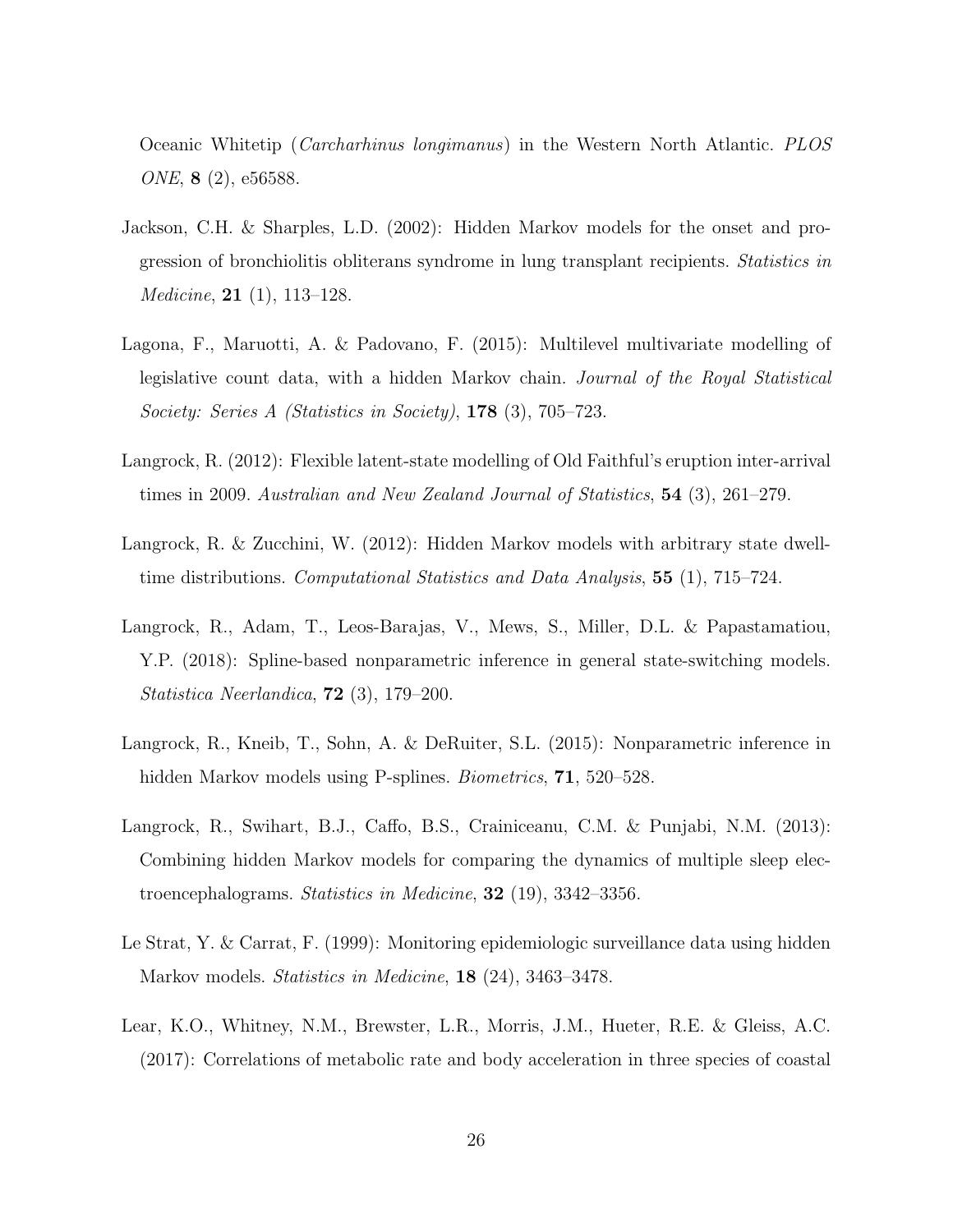Oceanic Whitetip (*Carcharhinus longimanus*) in the Western North Atlantic. *PLOS ONE*, **8** (2), e56588.

Jackson, C.H. & Sharples, L.D. (2002): Hidden Markov models for the onset and progression of bronchiolitis obliterans syndrome in lung transplant recipients. *Statistics in Medicine*, **21** (1), 113–128.

Lagona, F., Maruotti, A. & Padovano, F. (2015): Multilevel multivariate modelling of legislative count data, with a hidden Markov chain. *Journal of the Royal Statistical Society: Series A (Statistics in Society)*, **178** (3), 705–723.

Langrock, R. (2012): Flexible latent-state modelling of Old Faithful's eruption inter-arrival times in 2009. *Australian and New Zealand Journal of Statistics*, **54** (3), 261–279.

Langrock, R. & Zucchini, W. (2012): Hidden Markov models with arbitrary state dwell-time distributions. *Computational Statistics and Data Analysis*, **55** (1), 715–724.

Langrock, R., Adam, T., Leos-Barajas, V., Mews, S., Miller, D.L. & Papastamatiou, Y.P. (2018): Spline-based nonparametric inference in general state-switching models. *Statistica Neerlandica*, **72** (3), 179–200.

Langrock, R., Kneib, T., Sohn, A. & DeRuiter, S.L. (2015): Nonparametric inference in hidden Markov models using P-splines. *Biometrics*, **71**, 520–528.

Langrock, R., Swihart, B.J., Caffo, B.S., Crainiceanu, C.M. & Punjabi, N.M. (2013): Combining hidden Markov models for comparing the dynamics of multiple sleep electroencephalograms. *Statistics in Medicine*, **32** (19), 3342–3356.

Le Strat, Y. & Carrat, F. (1999): Monitoring epidemiologic surveillance data using hidden Markov models. *Statistics in Medicine*, **18** (24), 3463–3478.

Lear, K.O., Whitney, N.M., Brewster, L.R., Morris, J.M., Hueter, R.E. & Gleiss, A.C. (2017): Correlations of metabolic rate and body acceleration in three species of coastal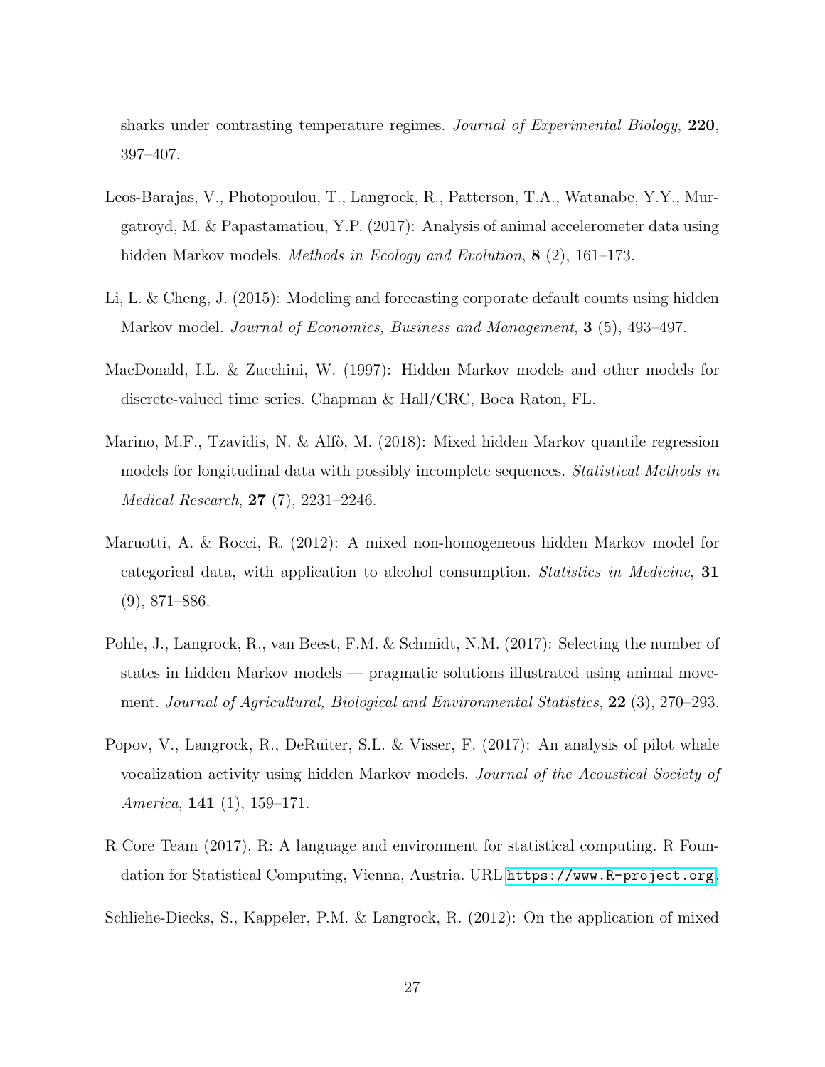sharks under contrasting temperature regimes. *Journal of Experimental Biology*, **220**, 397–407.

Leos-Barajas, V., Photopoulou, T., Langrock, R., Patterson, T.A., Watanabe, Y.Y., Murgatroyd, M. & Papastamatiou, Y.P. (2017): Analysis of animal accelerometer data using hidden Markov models. *Methods in Ecology and Evolution*, **8** (2), 161–173.

Li, L. & Cheng, J. (2015): Modeling and forecasting corporate default counts using hidden Markov model. *Journal of Economics, Business and Management*, **3** (5), 493–497.

MacDonald, I.L. & Zucchini, W. (1997): Hidden Markov models and other models for discrete-valued time series. Chapman & Hall/CRC, Boca Raton, FL.

Marino, M.F., Tzavidis, N. & Alfò, M. (2018): Mixed hidden Markov quantile regression models for longitudinal data with possibly incomplete sequences. *Statistical Methods in Medical Research*, **27** (7), 2231–2246.

Maruotti, A. & Rocci, R. (2012): A mixed non-homogeneous hidden Markov model for categorical data, with application to alcohol consumption. *Statistics in Medicine*, **31** (9), 871–886.

Pohle, J., Langrock, R., van Beest, F.M. & Schmidt, N.M. (2017): Selecting the number of states in hidden Markov models — pragmatic solutions illustrated using animal movement. *Journal of Agricultural, Biological and Environmental Statistics*, **22** (3), 270–293.

Popov, V., Langrock, R., DeRuiter, S.L. & Visser, F. (2017): An analysis of pilot whale vocalization activity using hidden Markov models. *Journal of the Acoustical Society of America*, **141** (1), 159–171.

R Core Team (2017), R: A language and environment for statistical computing. R Foundation for Statistical Computing, Vienna, Austria. URL https://www.R-project.org.

Schliehe-Diecks, S., Kappeler, P.M. & Langrock, R. (2012): On the application of mixed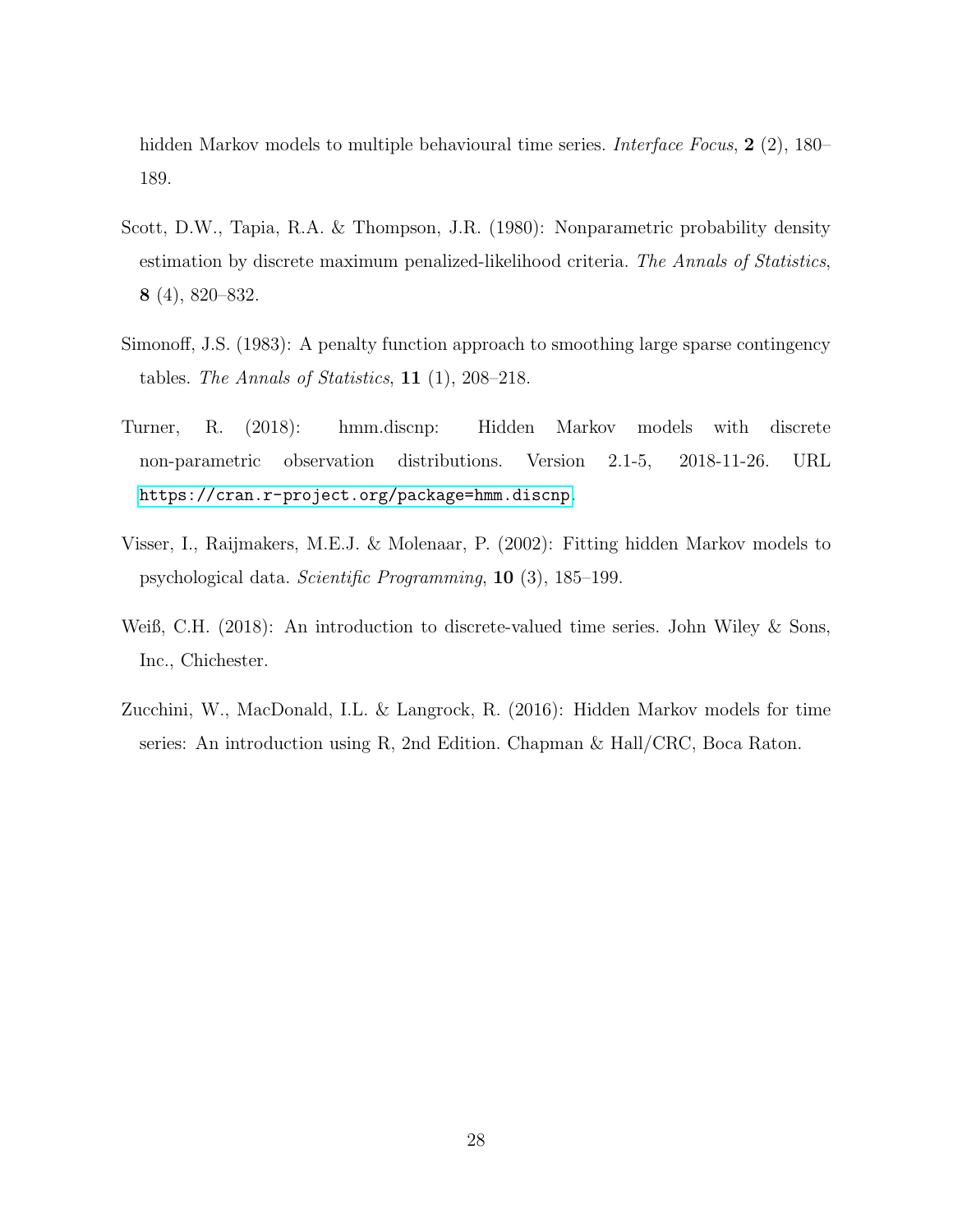hidden Markov models to multiple behavioural time series. *Interface Focus*, **2** (2), 180–189.

Scott, D.W., Tapia, R.A. & Thompson, J.R. (1980): Nonparametric probability density estimation by discrete maximum penalized-likelihood criteria. *The Annals of Statistics*, **8** (4), 820–832.

Simonoff, J.S. (1983): A penalty function approach to smoothing large sparse contingency tables. *The Annals of Statistics*, **11** (1), 208–218.

Turner, R. (2018): hmm.discnp: Hidden Markov models with discrete non-parametric observation distributions. Version 2.1-5, 2018-11-26. URL https://cran.r-project.org/package=hmm.discnp.

Visser, I., Raijmakers, M.E.J. & Molenaar, P. (2002): Fitting hidden Markov models to psychological data. *Scientific Programming*, **10** (3), 185–199.

Weiß, C.H. (2018): An introduction to discrete-valued time series. John Wiley & Sons, Inc., Chichester.

Zucchini, W., MacDonald, I.L. & Langrock, R. (2016): Hidden Markov models for time series: An introduction using R, 2nd Edition. Chapman & Hall/CRC, Boca Raton.